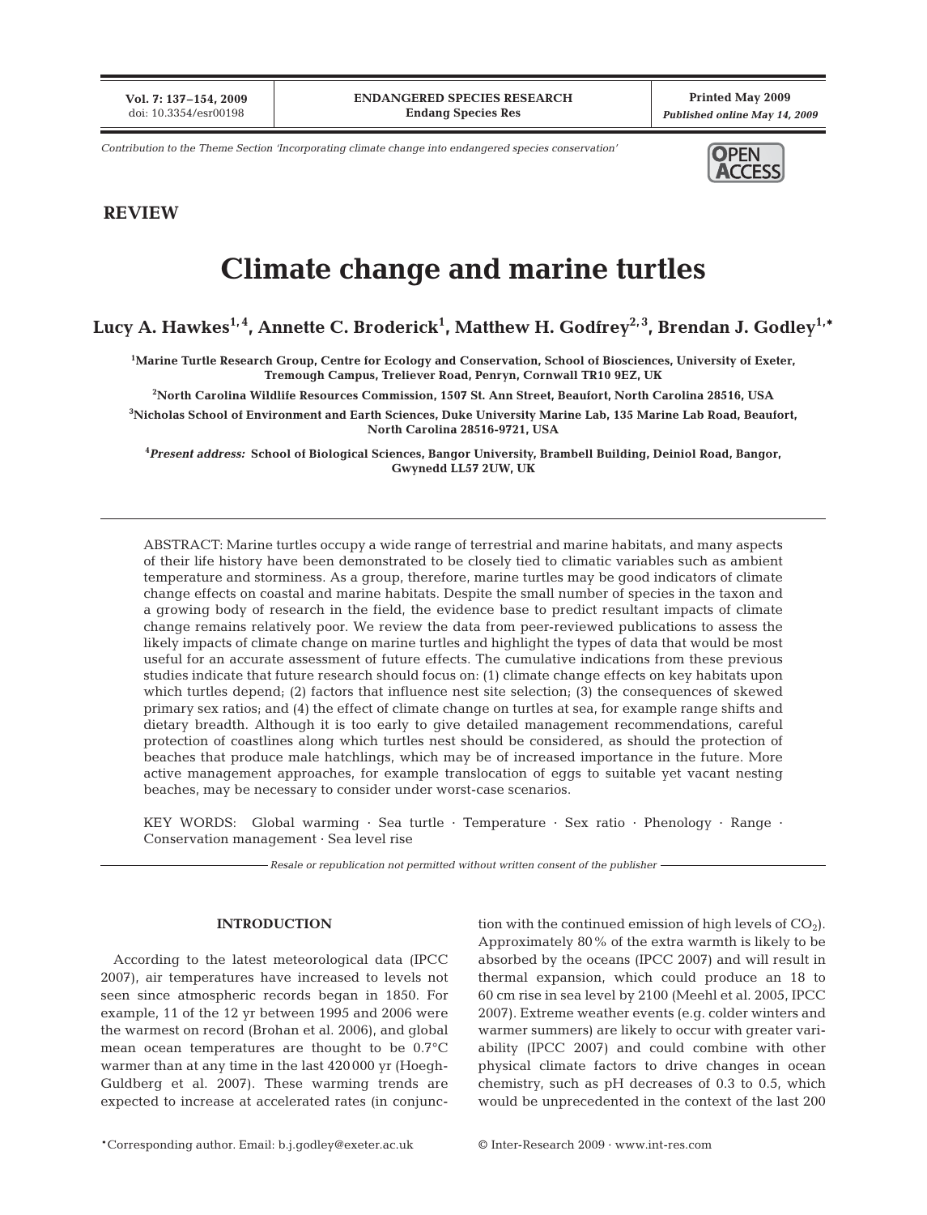Contribution to the Theme Section 'Incorporating climate change into endangered species conservation'

**REVIEW**

# Climate change and marine turtles

**Lucy A. Hawkes[1,4], Annette C. Broderick[1], Matthew H. Godfrey[2,3], Brendan J. Godley[1,*]**

[1]Marine Turtle Research Group, Centre for Ecology and Conservation, School of Biosciences, University of Exeter, Tremough Campus, Treliever Road, Penryn, Cornwall TR10 9EZ, UK

[2]North Carolina Wildlife Resources Commission, 1507 St. Ann Street, Beaufort, North Carolina 28516, USA

[3]Nicholas School of Environment and Earth Sciences, Duke University Marine Lab, 135 Marine Lab Road, Beaufort, North Carolina 28516-9721, USA

[4]*Present address:* School of Biological Sciences, Bangor University, Brambell Building, Deiniol Road, Bangor, Gwynedd LL57 2UW, UK

ABSTRACT: Marine turtles occupy a wide range of terrestrial and marine habitats, and many aspects of their life history have been demonstrated to be closely tied to climatic variables such as ambient temperature and storminess. As a group, therefore, marine turtles may be good indicators of climate change effects on coastal and marine habitats. Despite the small number of species in the taxon and a growing body of research in the field, the evidence base to predict resultant impacts of climate change remains relatively poor. We review the data from peer-reviewed publications to assess the likely impacts of climate change on marine turtles and highlight the types of data that would be most useful for an accurate assessment of future effects. The cumulative indications from these previous studies indicate that future research should focus on: (1) climate change effects on key habitats upon which turtles depend; (2) factors that influence nest site selection; (3) the consequences of skewed primary sex ratios; and (4) the effect of climate change on turtles at sea, for example range shifts and dietary breadth. Although it is too early to give detailed management recommendations, careful protection of coastlines along which turtles nest should be considered, as should the protection of beaches that produce male hatchlings, which may be of increased importance in the future. More active management approaches, for example translocation of eggs to suitable yet vacant nesting beaches, may be necessary to consider under worst-case scenarios.

KEY WORDS: Global warming · Sea turtle · Temperature · Sex ratio · Phenology · Range · Conservation management · Sea level rise

*Resale or republication not permitted without written consent of the publisher*

## INTRODUCTION

According to the latest meteorological data (IPCC 2007), air temperatures have increased to levels not seen since atmospheric records began in 1850. For example, 11 of the 12 yr between 1995 and 2006 were the warmest on record (Brohan et al. 2006), and global mean ocean temperatures are thought to be 0.7°C warmer than at any time in the last 420 000 yr (Hoegh-Guldberg et al. 2007). These warming trends are expected to increase at accelerated rates (in conjunction with the continued emission of high levels of $CO_2$). Approximately 80% of the extra warmth is likely to be absorbed by the oceans (IPCC 2007) and will result in thermal expansion, which could produce an 18 to 60 cm rise in sea level by 2100 (Meehl et al. 2005, IPCC 2007). Extreme weather events (e.g. colder winters and warmer summers) are likely to occur with greater variability (IPCC 2007) and could combine with other physical climate factors to drive changes in ocean chemistry, such as pH decreases of 0.3 to 0.5, which would be unprecedented in the context of the last 200

*Corresponding author. Email: b.j.godley@exeter.ac.uk

© Inter-Research 2009 · www.int-res.com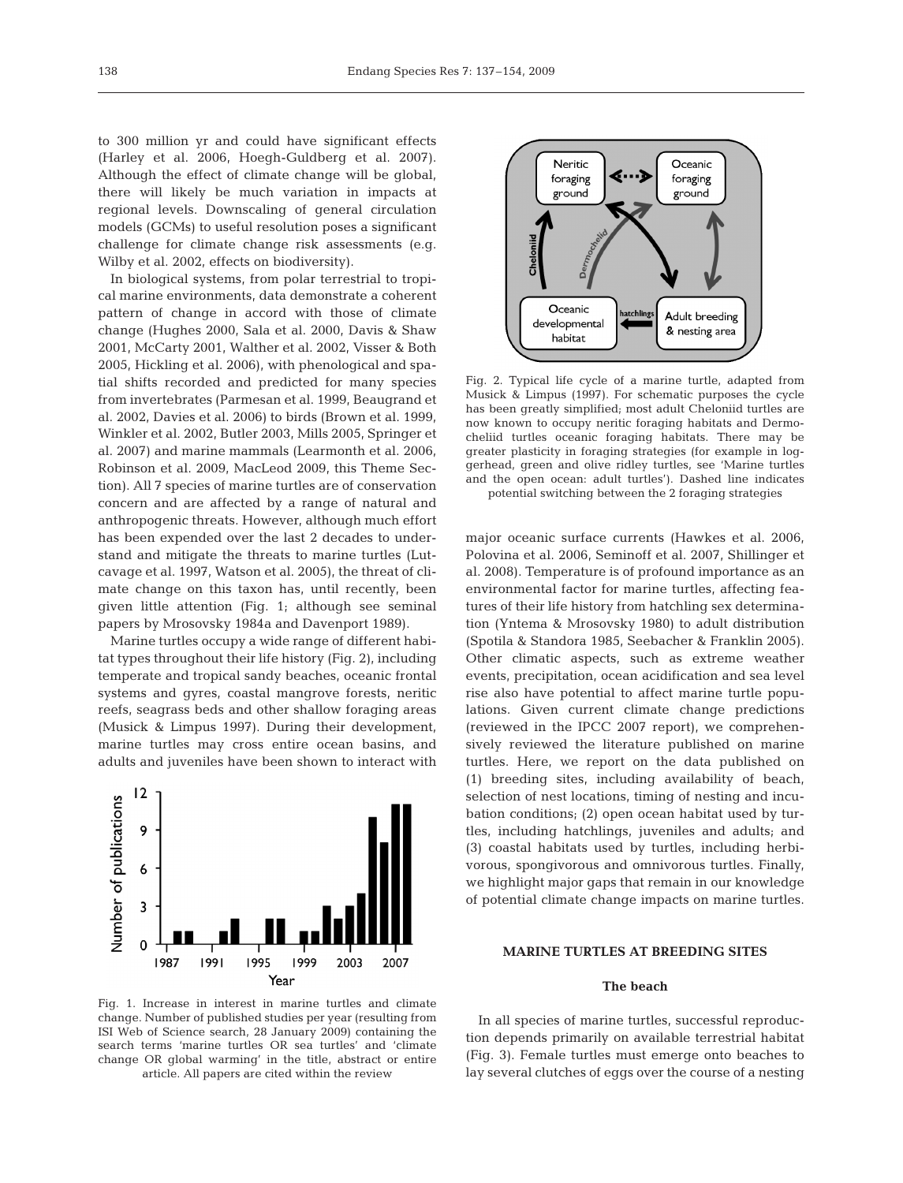to 300 million yr and could have significant effects (Harley et al. 2006, Hoegh-Guldberg et al. 2007). Although the effect of climate change will be global, there will likely be much variation in impacts at regional levels. Downscaling of general circulation models (GCMs) to useful resolution poses a significant challenge for climate change risk assessments (e.g. Wilby et al. 2002, effects on biodiversity).

In biological systems, from polar terrestrial to tropical marine environments, data demonstrate a coherent pattern of change in accord with those of climate change (Hughes 2000, Sala et al. 2000, Davis & Shaw 2001, McCarty 2001, Walther et al. 2002, Visser & Both 2005, Hickling et al. 2006), with phenological and spatial shifts recorded and predicted for many species from invertebrates (Parmesan et al. 1999, Beaugrand et al. 2002, Davies et al. 2006) to birds (Brown et al. 1999, Winkler et al. 2002, Butler 2003, Mills 2005, Springer et al. 2007) and marine mammals (Learmonth et al. 2006, Robinson et al. 2009, MacLeod 2009, this Theme Section). All 7 species of marine turtles are of conservation concern and are affected by a range of natural and anthropogenic threats. However, although much effort has been expended over the last 2 decades to understand and mitigate the threats to marine turtles (Lutcavage et al. 1997, Watson et al. 2005), the threat of climate change on this taxon has, until recently, been given little attention (Fig. 1; although see seminal papers by Mrosovsky 1984a and Davenport 1989).

Marine turtles occupy a wide range of different habitat types throughout their life history (Fig. 2), including temperate and tropical sandy beaches, oceanic frontal systems and gyres, coastal mangrove forests, neritic reefs, seagrass beds and other shallow foraging areas (Musick & Limpus 1997). During their development, marine turtles may cross entire ocean basins, and adults and juveniles have been shown to interact with major oceanic surface currents (Hawkes et al. 2006, Polovina et al. 2006, Seminoff et al. 2007, Shillinger et al. 2008). Temperature is of profound importance as an environmental factor for marine turtles, affecting features of their life history from hatchling sex determination (Yntema & Mrosovsky 1980) to adult distribution (Spotila & Standora 1985, Seebacher & Franklin 2005). Other climatic aspects, such as extreme weather events, precipitation, ocean acidification and sea level rise also have potential to affect marine turtle populations. Given current climate change predictions (reviewed in the IPCC 2007 report), we comprehensively reviewed the literature published on marine turtles. Here, we report on the data published on (1) breeding sites, including availability of beach, selection of nest locations, timing of nesting and incubation conditions; (2) open ocean habitat used by turtles, including hatchlings, juveniles and adults; and (3) coastal habitats used by turtles, including herbivorous, spongivorous and omnivorous turtles. Finally, we highlight major gaps that remain in our knowledge of potential climate change impacts on marine turtles.

Fig. 1. Increase in interest in marine turtles and climate change. Number of published studies per year (resulting from ISI Web of Science search, 28 January 2009) containing the search terms 'marine turtles OR sea turtles' and 'climate change OR global warming' in the title, abstract or entire article. All papers are cited within the review

Fig. 2. Typical life cycle of a marine turtle, adapted from Musick & Limpus (1997). For schematic purposes the cycle has been greatly simplified; most adult Cheloniid turtles are now known to occupy neritic foraging habitats and Dermocheliid turtles oceanic foraging habitats. There may be greater plasticity in foraging strategies (for example in loggerhead, green and olive ridley turtles, see 'Marine turtles and the open ocean: adult turtles'). Dashed line indicates potential switching between the 2 foraging strategies

## MARINE TURTLES AT BREEDING SITES

### The beach

In all species of marine turtles, successful reproduction depends primarily on available terrestrial habitat (Fig. 3). Female turtles must emerge onto beaches to lay several clutches of eggs over the course of a nesting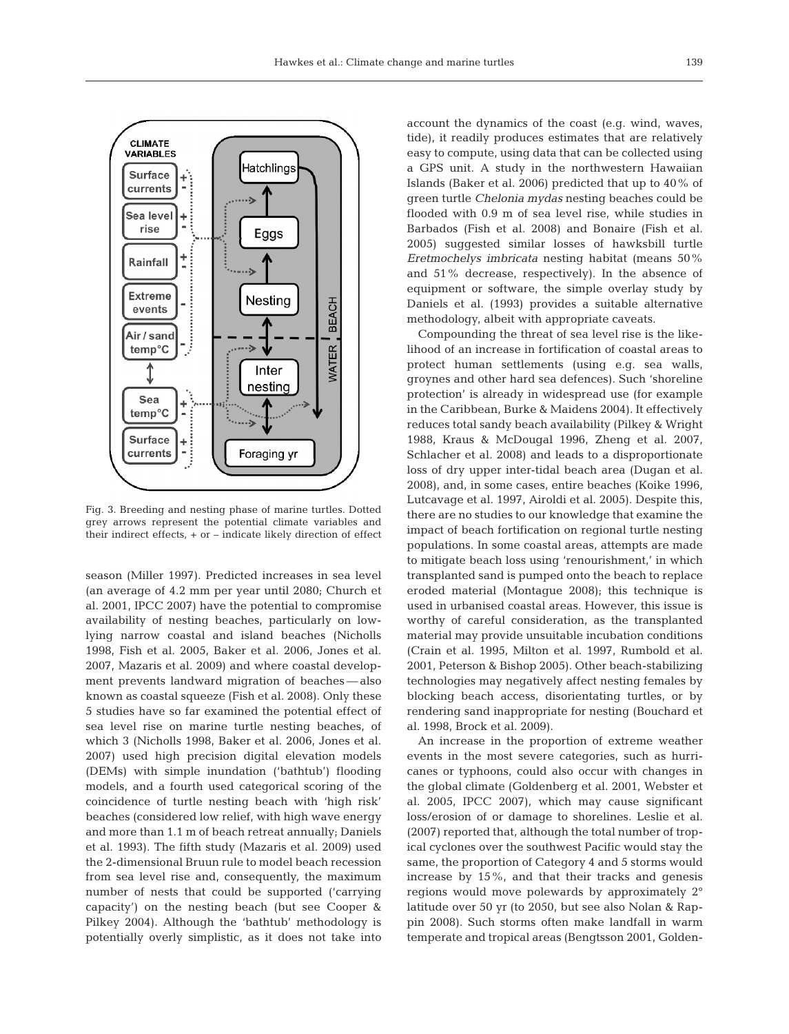Fig. 3. Breeding and nesting phase of marine turtles. Dotted grey arrows represent the potential climate variables and their indirect effects, + or – indicate likely direction of effect

season (Miller 1997). Predicted increases in sea level (an average of 4.2 mm per year until 2080; Church et al. 2001, IPCC 2007) have the potential to compromise availability of nesting beaches, particularly on low-lying narrow coastal and island beaches (Nicholls 1998, Fish et al. 2005, Baker et al. 2006, Jones et al. 2007, Mazaris et al. 2009) and where coastal development prevents landward migration of beaches — also known as coastal squeeze (Fish et al. 2008). Only these 5 studies have so far examined the potential effect of sea level rise on marine turtle nesting beaches, of which 3 (Nicholls 1998, Baker et al. 2006, Jones et al. 2007) used high precision digital elevation models (DEMs) with simple inundation ('bathtub') flooding models, and a fourth used categorical scoring of the coincidence of turtle nesting beach with 'high risk' beaches (considered low relief, with high wave energy and more than 1.1 m of beach retreat annually; Daniels et al. 1993). The fifth study (Mazaris et al. 2009) used the 2-dimensional Bruun rule to model beach recession from sea level rise and, consequently, the maximum number of nests that could be supported ('carrying capacity') on the nesting beach (but see Cooper & Pilkey 2004). Although the 'bathtub' methodology is potentially overly simplistic, as it does not take into account the dynamics of the coast (e.g. wind, waves, tide), it readily produces estimates that are relatively easy to compute, using data that can be collected using a GPS unit. A study in the northwestern Hawaiian Islands (Baker et al. 2006) predicted that up to 40% of green turtle *Chelonia mydas* nesting beaches could be flooded with 0.9 m of sea level rise, while studies in Barbados (Fish et al. 2008) and Bonaire (Fish et al. 2005) suggested similar losses of hawksbill turtle *Eretmochelys imbricata* nesting habitat (means 50% and 51% decrease, respectively). In the absence of equipment or software, the simple overlay study by Daniels et al. (1993) provides a suitable alternative methodology, albeit with appropriate caveats.

Compounding the threat of sea level rise is the likelihood of an increase in fortification of coastal areas to protect human settlements (using e.g. sea walls, groynes and other hard sea defences). Such 'shoreline protection' is already in widespread use (for example in the Caribbean, Burke & Maidens 2004). It effectively reduces total sandy beach availability (Pilkey & Wright 1988, Kraus & McDougal 1996, Zheng et al. 2007, Schlacher et al. 2008) and leads to a disproportionate loss of dry upper inter-tidal beach area (Dugan et al. 2008), and, in some cases, entire beaches (Koike 1996, Lutcavage et al. 1997, Airoldi et al. 2005). Despite this, there are no studies to our knowledge that examine the impact of beach fortification on regional turtle nesting populations. In some coastal areas, attempts are made to mitigate beach loss using 'renourishment,' in which transplanted sand is pumped onto the beach to replace eroded material (Montague 2008); this technique is used in urbanised coastal areas. However, this issue is worthy of careful consideration, as the transplanted material may provide unsuitable incubation conditions (Crain et al. 1995, Milton et al. 1997, Rumbold et al. 2001, Peterson & Bishop 2005). Other beach-stabilizing technologies may negatively affect nesting females by blocking beach access, disorientating turtles, or by rendering sand inappropriate for nesting (Bouchard et al. 1998, Brock et al. 2009).

An increase in the proportion of extreme weather events in the most severe categories, such as hurricanes or typhoons, could also occur with changes in the global climate (Goldenberg et al. 2001, Webster et al. 2005, IPCC 2007), which may cause significant loss/erosion of or damage to shorelines. Leslie et al. (2007) reported that, although the total number of tropical cyclones over the southwest Pacific would stay the same, the proportion of Category 4 and 5 storms would increase by 15%, and that their tracks and genesis regions would move polewards by approximately 2° latitude over 50 yr (to 2050, but see also Nolan & Rappin 2008). Such storms often make landfall in warm temperate and tropical areas (Bengtsson 2001, Golden-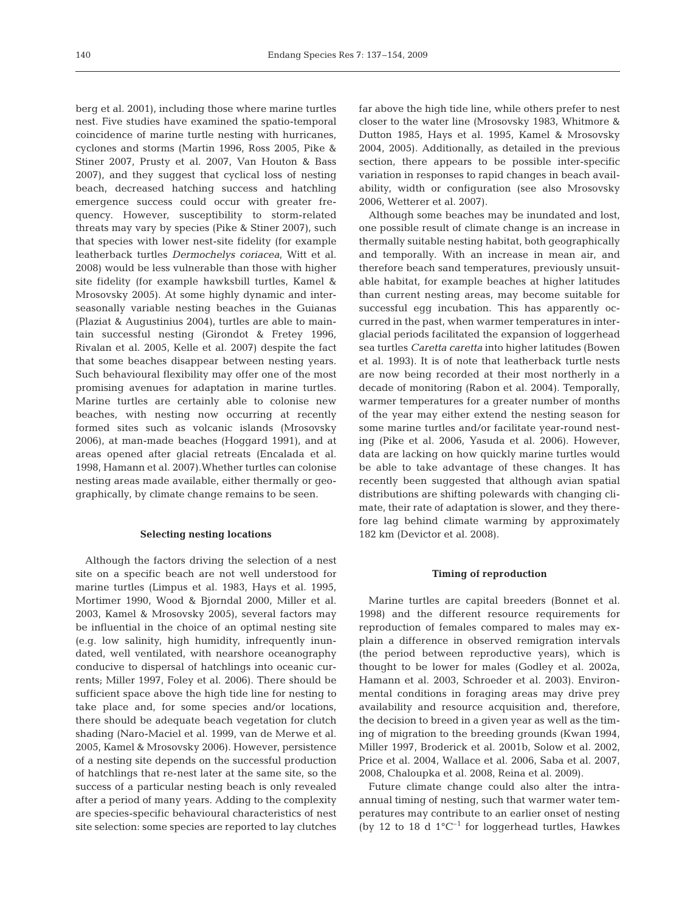berg et al. 2001), including those where marine turtles nest. Five studies have examined the spatio-temporal coincidence of marine turtle nesting with hurricanes, cyclones and storms (Martin 1996, Ross 2005, Pike & Stiner 2007, Prusty et al. 2007, Van Houton & Bass 2007), and they suggest that cyclical loss of nesting beach, decreased hatching success and hatchling emergence success could occur with greater frequency. However, susceptibility to storm-related threats may vary by species (Pike & Stiner 2007), such that species with lower nest-site fidelity (for example leatherback turtles *Dermochelys coriacea*, Witt et al. 2008) would be less vulnerable than those with higher site fidelity (for example hawksbill turtles, Kamel & Mrosovsky 2005). At some highly dynamic and inter-seasonally variable nesting beaches in the Guianas (Plaziat & Augustinius 2004), turtles are able to maintain successful nesting (Girondot & Fretey 1996, Rivalan et al. 2005, Kelle et al. 2007) despite the fact that some beaches disappear between nesting years. Such behavioural flexibility may offer one of the most promising avenues for adaptation in marine turtles. Marine turtles are certainly able to colonise new beaches, with nesting now occurring at recently formed sites such as volcanic islands (Mrosovsky 2006), at man-made beaches (Hoggard 1991), and at areas opened after glacial retreats (Encalada et al. 1998, Hamann et al. 2007).Whether turtles can colonise nesting areas made available, either thermally or geographically, by climate change remains to be seen.

### Selecting nesting locations

Although the factors driving the selection of a nest site on a specific beach are not well understood for marine turtles (Limpus et al. 1983, Hays et al. 1995, Mortimer 1990, Wood & Bjorndal 2000, Miller et al. 2003, Kamel & Mrosovsky 2005), several factors may be influential in the choice of an optimal nesting site (e.g. low salinity, high humidity, infrequently inundated, well ventilated, with nearshore oceanography conducive to dispersal of hatchlings into oceanic currents; Miller 1997, Foley et al. 2006). There should be sufficient space above the high tide line for nesting to take place and, for some species and/or locations, there should be adequate beach vegetation for clutch shading (Naro-Maciel et al. 1999, van de Merwe et al. 2005, Kamel & Mrosovsky 2006). However, persistence of a nesting site depends on the successful production of hatchlings that re-nest later at the same site, so the success of a particular nesting beach is only revealed after a period of many years. Adding to the complexity are species-specific behavioural characteristics of nest site selection: some species are reported to lay clutches far above the high tide line, while others prefer to nest closer to the water line (Mrosovsky 1983, Whitmore & Dutton 1985, Hays et al. 1995, Kamel & Mrosovsky 2004, 2005). Additionally, as detailed in the previous section, there appears to be possible inter-specific variation in responses to rapid changes in beach availability, width or configuration (see also Mrosovsky 2006, Wetterer et al. 2007).

Although some beaches may be inundated and lost, one possible result of climate change is an increase in thermally suitable nesting habitat, both geographically and temporally. With an increase in mean air, and therefore beach sand temperatures, previously unsuitable habitat, for example beaches at higher latitudes than current nesting areas, may become suitable for successful egg incubation. This has apparently occurred in the past, when warmer temperatures in interglacial periods facilitated the expansion of loggerhead sea turtles *Caretta caretta* into higher latitudes (Bowen et al. 1993). It is of note that leatherback turtle nests are now being recorded at their most northerly in a decade of monitoring (Rabon et al. 2004). Temporally, warmer temperatures for a greater number of months of the year may either extend the nesting season for some marine turtles and/or facilitate year-round nesting (Pike et al. 2006, Yasuda et al. 2006). However, data are lacking on how quickly marine turtles would be able to take advantage of these changes. It has recently been suggested that although avian spatial distributions are shifting polewards with changing climate, their rate of adaptation is slower, and they therefore lag behind climate warming by approximately 182 km (Devictor et al. 2008).

### Timing of reproduction

Marine turtles are capital breeders (Bonnet et al. 1998) and the different resource requirements for reproduction of females compared to males may explain a difference in observed remigration intervals (the period between reproductive years), which is thought to be lower for males (Godley et al. 2002a, Hamann et al. 2003, Schroeder et al. 2003). Environmental conditions in foraging areas may drive prey availability and resource acquisition and, therefore, the decision to breed in a given year as well as the timing of migration to the breeding grounds (Kwan 1994, Miller 1997, Broderick et al. 2001b, Solow et al. 2002, Price et al. 2004, Wallace et al. 2006, Saba et al. 2007, 2008, Chaloupka et al. 2008, Reina et al. 2009).

Future climate change could also alter the intra-annual timing of nesting, such that warmer water temperatures may contribute to an earlier onset of nesting (by 12 to 18 d $1°C^{-1}$ for loggerhead turtles, Hawkes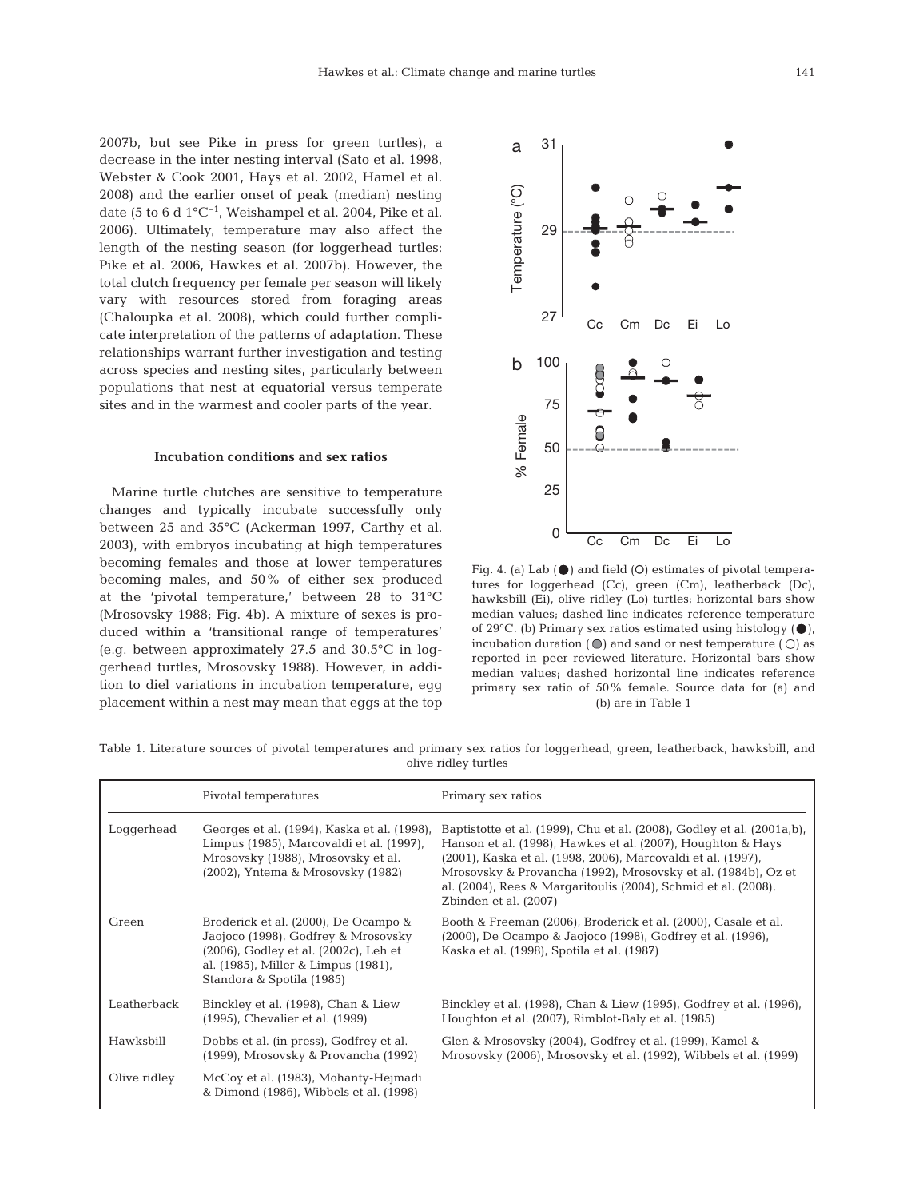2007b, but see Pike in press for green turtles), a decrease in the inter nesting interval (Sato et al. 1998, Webster & Cook 2001, Hays et al. 2002, Hamel et al. 2008) and the earlier onset of peak (median) nesting date (5 to 6 d 1°C$^{-1}$, Weishampel et al. 2004, Pike et al. 2006). Ultimately, temperature may also affect the length of the nesting season (for loggerhead turtles: Pike et al. 2006, Hawkes et al. 2007b). However, the total clutch frequency per female per season will likely vary with resources stored from foraging areas (Chaloupka et al. 2008), which could further complicate interpretation of the patterns of adaptation. These relationships warrant further investigation and testing across species and nesting sites, particularly between populations that nest at equatorial versus temperate sites and in the warmest and cooler parts of the year.

### Incubation conditions and sex ratios

Marine turtle clutches are sensitive to temperature changes and typically incubate successfully only between 25 and 35°C (Ackerman 1997, Carthy et al. 2003), with embryos incubating at high temperatures becoming females and those at lower temperatures becoming males, and 50% of either sex produced at the 'pivotal temperature,' between 28 to 31°C (Mrosovsky 1988; Fig. 4b). A mixture of sexes is produced within a 'transitional range of temperatures' (e.g. between approximately 27.5 and 30.5°C in loggerhead turtles, Mrosovsky 1988). However, in addition to diel variations in incubation temperature, egg placement within a nest may mean that eggs at the top

Fig. 4. (a) Lab (●) and field (○) estimates of pivotal temperatures for loggerhead (Cc), green (Cm), leatherback (Dc), hawksbill (Ei), olive ridley (Lo) turtles; horizontal bars show median values; dashed line indicates reference temperature of 29°C. (b) Primary sex ratios estimated using histology (●), incubation duration (◍) and sand or nest temperature (○) as reported in peer reviewed literature. Horizontal bars show median values; dashed horizontal line indicates reference primary sex ratio of 50% female. Source data for (a) and (b) are in Table 1

Table 1. Literature sources of pivotal temperatures and primary sex ratios for loggerhead, green, leatherback, hawksbill, and olive ridley turtles

| | Pivotal temperatures | Primary sex ratios |
|---|---|---|
| Loggerhead | Georges et al. (1994), Kaska et al. (1998), Limpus (1985), Marcovaldi et al. (1997), Mrosovsky (1988), Mrosovsky et al. (2002), Yntema & Mrosovsky (1982) | Baptistotte et al. (1999), Chu et al. (2008), Godley et al. (2001a,b), Hanson et al. (1998), Hawkes et al. (2007), Houghton & Hays (2001), Kaska et al. (1998, 2006), Marcovaldi et al. (1997), Mrosovsky & Provancha (1992), Mrosovsky et al. (1984b), Oz et al. (2004), Rees & Margaritoulis (2004), Schmid et al. (2008), Zbinden et al. (2007) |
| Green | Broderick et al. (2000), De Ocampo & Jaojoco (1998), Godfrey & Mrosovsky (2006), Godley et al. (2002c), Leh et al. (1985), Miller & Limpus (1981), Standora & Spotila (1985) | Booth & Freeman (2006), Broderick et al. (2000), Casale et al. (2000), De Ocampo & Jaojoco (1998), Godfrey et al. (1996), Kaska et al. (1998), Spotila et al. (1987) |
| Leatherback | Binckley et al. (1998), Chan & Liew (1995), Chevalier et al. (1999) | Binckley et al. (1998), Chan & Liew (1995), Godfrey et al. (1996), Houghton et al. (2007), Rimblot-Baly et al. (1985) |
| Hawksbill | Dobbs et al. (in press), Godfrey et al. (1999), Mrosovsky & Provancha (1992) | Glen & Mrosovsky (2004), Godfrey et al. (1999), Kamel & Mrosovsky (2006), Mrosovsky et al. (1992), Wibbels et al. (1999) |
| Olive ridley | McCoy et al. (1983), Mohanty-Hejmadi & Dimond (1986), Wibbels et al. (1998) | |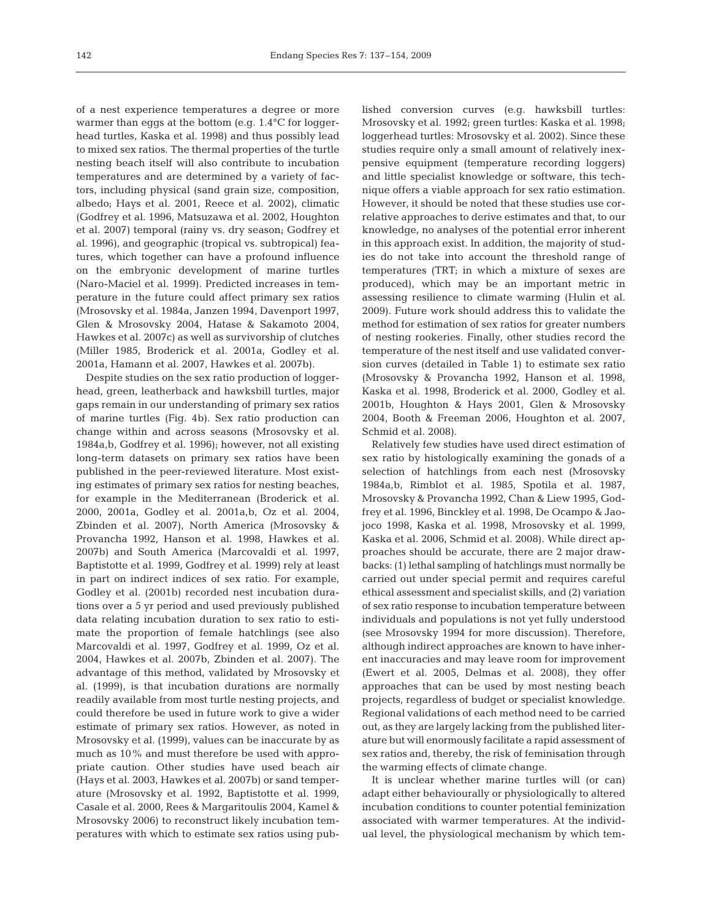of a nest experience temperatures a degree or more warmer than eggs at the bottom (e.g. 1.4°C for loggerhead turtles, Kaska et al. 1998) and thus possibly lead to mixed sex ratios. The thermal properties of the turtle nesting beach itself will also contribute to incubation temperatures and are determined by a variety of factors, including physical (sand grain size, composition, albedo; Hays et al. 2001, Reece et al. 2002), climatic (Godfrey et al. 1996, Matsuzawa et al. 2002, Houghton et al. 2007) temporal (rainy vs. dry season; Godfrey et al. 1996), and geographic (tropical vs. subtropical) features, which together can have a profound influence on the embryonic development of marine turtles (Naro-Maciel et al. 1999). Predicted increases in temperature in the future could affect primary sex ratios (Mrosovsky et al. 1984a, Janzen 1994, Davenport 1997, Glen & Mrosovsky 2004, Hatase & Sakamoto 2004, Hawkes et al. 2007c) as well as survivorship of clutches (Miller 1985, Broderick et al. 2001a, Godley et al. 2001a, Hamann et al. 2007, Hawkes et al. 2007b).

Despite studies on the sex ratio production of loggerhead, green, leatherback and hawksbill turtles, major gaps remain in our understanding of primary sex ratios of marine turtles (Fig. 4b). Sex ratio production can change within and across seasons (Mrosovsky et al. 1984a,b, Godfrey et al. 1996); however, not all existing long-term datasets on primary sex ratios have been published in the peer-reviewed literature. Most existing estimates of primary sex ratios for nesting beaches, for example in the Mediterranean (Broderick et al. 2000, 2001a, Godley et al. 2001a,b, Oz et al. 2004, Zbinden et al. 2007), North America (Mrosovsky & Provancha 1992, Hanson et al. 1998, Hawkes et al. 2007b) and South America (Marcovaldi et al. 1997, Baptistotte et al. 1999, Godfrey et al. 1999) rely at least in part on indirect indices of sex ratio. For example, Godley et al. (2001b) recorded nest incubation durations over a 5 yr period and used previously published data relating incubation duration to sex ratio to estimate the proportion of female hatchlings (see also Marcovaldi et al. 1997, Godfrey et al. 1999, Oz et al. 2004, Hawkes et al. 2007b, Zbinden et al. 2007). The advantage of this method, validated by Mrosovsky et al. (1999), is that incubation durations are normally readily available from most turtle nesting projects, and could therefore be used in future work to give a wider estimate of primary sex ratios. However, as noted in Mrosovsky et al. (1999), values can be inaccurate by as much as 10% and must therefore be used with appropriate caution. Other studies have used beach air (Hays et al. 2003, Hawkes et al. 2007b) or sand temperature (Mrosovsky et al. 1992, Baptistotte et al. 1999, Casale et al. 2000, Rees & Margaritoulis 2004, Kamel & Mrosovsky 2006) to reconstruct likely incubation temperatures with which to estimate sex ratios using published conversion curves (e.g. hawksbill turtles: Mrosovsky et al. 1992; green turtles: Kaska et al. 1998; loggerhead turtles: Mrosovsky et al. 2002). Since these studies require only a small amount of relatively inexpensive equipment (temperature recording loggers) and little specialist knowledge or software, this technique offers a viable approach for sex ratio estimation. However, it should be noted that these studies use correlative approaches to derive estimates and that, to our knowledge, no analyses of the potential error inherent in this approach exist. In addition, the majority of studies do not take into account the threshold range of temperatures (TRT; in which a mixture of sexes are produced), which may be an important metric in assessing resilience to climate warming (Hulin et al. 2009). Future work should address this to validate the method for estimation of sex ratios for greater numbers of nesting rookeries. Finally, other studies record the temperature of the nest itself and use validated conversion curves (detailed in Table 1) to estimate sex ratio (Mrosovsky & Provancha 1992, Hanson et al. 1998, Kaska et al. 1998, Broderick et al. 2000, Godley et al. 2001b, Houghton & Hays 2001, Glen & Mrosovsky 2004, Booth & Freeman 2006, Houghton et al. 2007, Schmid et al. 2008).

Relatively few studies have used direct estimation of sex ratio by histologically examining the gonads of a selection of hatchlings from each nest (Mrosovsky 1984a,b, Rimblot et al. 1985, Spotila et al. 1987, Mrosovsky & Provancha 1992, Chan & Liew 1995, Godfrey et al. 1996, Binckley et al. 1998, De Ocampo & Jaojoco 1998, Kaska et al. 1998, Mrosovsky et al. 1999, Kaska et al. 2006, Schmid et al. 2008). While direct approaches should be accurate, there are 2 major drawbacks: (1) lethal sampling of hatchlings must normally be carried out under special permit and requires careful ethical assessment and specialist skills, and (2) variation of sex ratio response to incubation temperature between individuals and populations is not yet fully understood (see Mrosovsky 1994 for more discussion). Therefore, although indirect approaches are known to have inherent inaccuracies and may leave room for improvement (Ewert et al. 2005, Delmas et al. 2008), they offer approaches that can be used by most nesting beach projects, regardless of budget or specialist knowledge. Regional validations of each method need to be carried out, as they are largely lacking from the published literature but will enormously facilitate a rapid assessment of sex ratios and, thereby, the risk of feminisation through the warming effects of climate change.

It is unclear whether marine turtles will (or can) adapt either behaviourally or physiologically to altered incubation conditions to counter potential feminization associated with warmer temperatures. At the individual level, the physiological mechanism by which tem-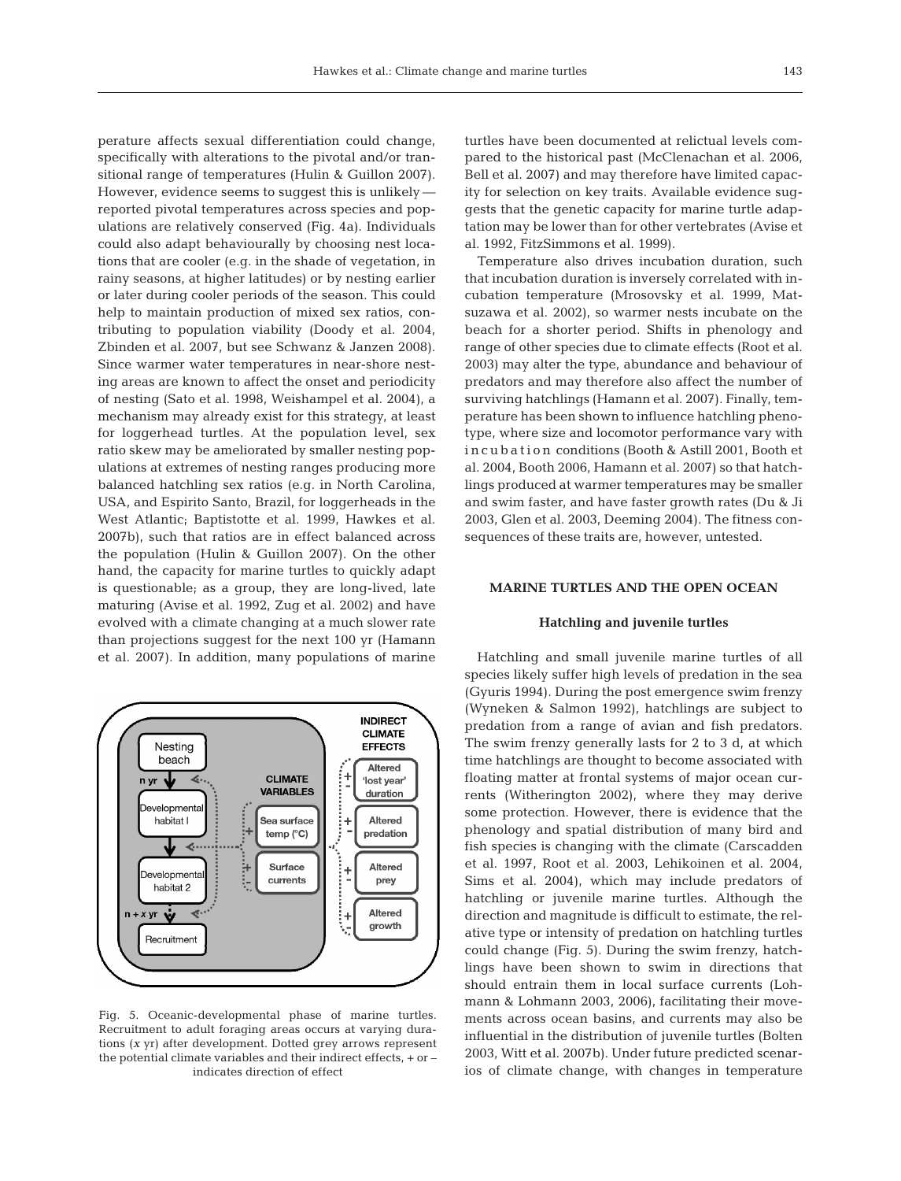perature affects sexual differentiation could change, specifically with alterations to the pivotal and/or transitional range of temperatures (Hulin & Guillon 2007). However, evidence seems to suggest this is unlikely — reported pivotal temperatures across species and populations are relatively conserved (Fig. 4a). Individuals could also adapt behaviourally by choosing nest locations that are cooler (e.g. in the shade of vegetation, in rainy seasons, at higher latitudes) or by nesting earlier or later during cooler periods of the season. This could help to maintain production of mixed sex ratios, contributing to population viability (Doody et al. 2004, Zbinden et al. 2007, but see Schwanz & Janzen 2008). Since warmer water temperatures in near-shore nesting areas are known to affect the onset and periodicity of nesting (Sato et al. 1998, Weishampel et al. 2004), a mechanism may already exist for this strategy, at least for loggerhead turtles. At the population level, sex ratio skew may be ameliorated by smaller nesting populations at extremes of nesting ranges producing more balanced hatchling sex ratios (e.g. in North Carolina, USA, and Espirito Santo, Brazil, for loggerheads in the West Atlantic; Baptistotte et al. 1999, Hawkes et al. 2007b), such that ratios are in effect balanced across the population (Hulin & Guillon 2007). On the other hand, the capacity for marine turtles to quickly adapt is questionable; as a group, they are long-lived, late maturing (Avise et al. 1992, Zug et al. 2002) and have evolved with a climate changing at a much slower rate than projections suggest for the next 100 yr (Hamann et al. 2007). In addition, many populations of marine turtles have been documented at relictual levels compared to the historical past (McClenachan et al. 2006, Bell et al. 2007) and may therefore have limited capacity for selection on key traits. Available evidence suggests that the genetic capacity for marine turtle adaptation may be lower than for other vertebrates (Avise et al. 1992, FitzSimmons et al. 1999).

Temperature also drives incubation duration, such that incubation duration is inversely correlated with incubation temperature (Mrosovsky et al. 1999, Matsuzawa et al. 2002), so warmer nests incubate on the beach for a shorter period. Shifts in phenology and range of other species due to climate effects (Root et al. 2003) may alter the type, abundance and behaviour of predators and may therefore also affect the number of surviving hatchlings (Hamann et al. 2007). Finally, temperature has been shown to influence hatchling phenotype, where size and locomotor performance vary with incubation conditions (Booth & Astill 2001, Booth et al. 2004, Booth 2006, Hamann et al. 2007) so that hatchlings produced at warmer temperatures may be smaller and swim faster, and have faster growth rates (Du & Ji 2003, Glen et al. 2003, Deeming 2004). The fitness consequences of these traits are, however, untested.

Fig. 5. Oceanic-developmental phase of marine turtles. Recruitment to adult foraging areas occurs at varying durations (*x* yr) after development. Dotted grey arrows represent the potential climate variables and their indirect effects, + or – indicates direction of effect

## MARINE TURTLES AND THE OPEN OCEAN

### Hatchling and juvenile turtles

Hatchling and small juvenile marine turtles of all species likely suffer high levels of predation in the sea (Gyuris 1994). During the post emergence swim frenzy (Wyneken & Salmon 1992), hatchlings are subject to predation from a range of avian and fish predators. The swim frenzy generally lasts for 2 to 3 d, at which time hatchlings are thought to become associated with floating matter at frontal systems of major ocean currents (Witherington 2002), where they may derive some protection. However, there is evidence that the phenology and spatial distribution of many bird and fish species is changing with the climate (Carscadden et al. 1997, Root et al. 2003, Lehikoinen et al. 2004, Sims et al. 2004), which may include predators of hatchling or juvenile marine turtles. Although the direction and magnitude is difficult to estimate, the relative type or intensity of predation on hatchling turtles could change (Fig. 5). During the swim frenzy, hatchlings have been shown to swim in directions that should entrain them in local surface currents (Lohmann & Lohmann 2003, 2006), facilitating their movements across ocean basins, and currents may also be influential in the distribution of juvenile turtles (Bolten 2003, Witt et al. 2007b). Under future predicted scenarios of climate change, with changes in temperature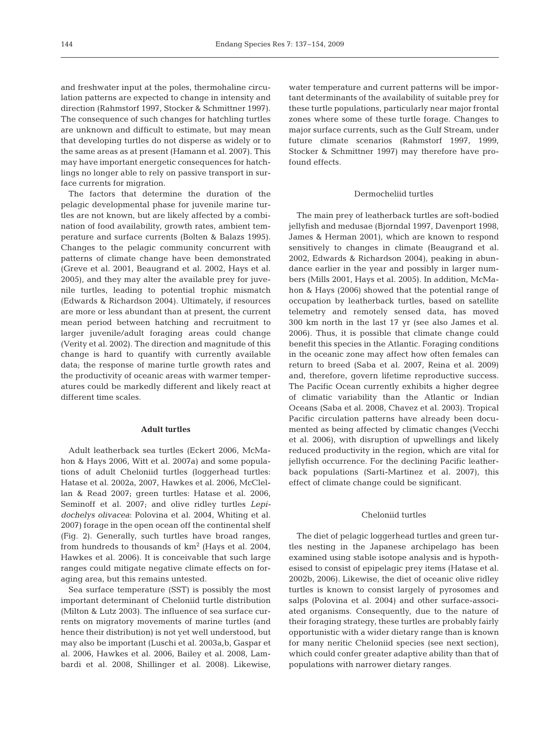and freshwater input at the poles, thermohaline circulation patterns are expected to change in intensity and direction (Rahmstorf 1997, Stocker & Schmittner 1997). The consequence of such changes for hatchling turtles are unknown and difficult to estimate, but may mean that developing turtles do not disperse as widely or to the same areas as at present (Hamann et al. 2007). This may have important energetic consequences for hatchlings no longer able to rely on passive transport in surface currents for migration.

The factors that determine the duration of the pelagic developmental phase for juvenile marine turtles are not known, but are likely affected by a combination of food availability, growth rates, ambient temperature and surface currents (Bolten & Balazs 1995). Changes to the pelagic community concurrent with patterns of climate change have been demonstrated (Greve et al. 2001, Beaugrand et al. 2002, Hays et al. 2005), and they may alter the available prey for juvenile turtles, leading to potential trophic mismatch (Edwards & Richardson 2004). Ultimately, if resources are more or less abundant than at present, the current mean period between hatching and recruitment to larger juvenile/adult foraging areas could change (Verity et al. 2002). The direction and magnitude of this change is hard to quantify with currently available data; the response of marine turtle growth rates and the productivity of oceanic areas with warmer temperatures could be markedly different and likely react at different time scales.

### Adult turtles

Adult leatherback sea turtles (Eckert 2006, McMahon & Hays 2006, Witt et al. 2007a) and some populations of adult Cheloniid turtles (loggerhead turtles: Hatase et al. 2002a, 2007, Hawkes et al. 2006, McClellan & Read 2007; green turtles: Hatase et al. 2006, Seminoff et al. 2007; and olive ridley turtles *Lepidochelys olivacea*: Polovina et al. 2004, Whiting et al. 2007) forage in the open ocean off the continental shelf (Fig. 2). Generally, such turtles have broad ranges, from hundreds to thousands of $km^2$ (Hays et al. 2004, Hawkes et al. 2006). It is conceivable that such large ranges could mitigate negative climate effects on foraging area, but this remains untested.

Sea surface temperature (SST) is possibly the most important determinant of Cheloniid turtle distribution (Milton & Lutz 2003). The influence of sea surface currents on migratory movements of marine turtles (and hence their distribution) is not yet well understood, but may also be important (Luschi et al. 2003a,b, Gaspar et al. 2006, Hawkes et al. 2006, Bailey et al. 2008, Lambardi et al. 2008, Shillinger et al. 2008). Likewise, water temperature and current patterns will be important determinants of the availability of suitable prey for these turtle populations, particularly near major frontal zones where some of these turtle forage. Changes to major surface currents, such as the Gulf Stream, under future climate scenarios (Rahmstorf 1997, 1999, Stocker & Schmittner 1997) may therefore have profound effects.

#### Dermocheliid turtles

The main prey of leatherback turtles are soft-bodied jellyfish and medusae (Bjorndal 1997, Davenport 1998, James & Herman 2001), which are known to respond sensitively to changes in climate (Beaugrand et al. 2002, Edwards & Richardson 2004), peaking in abundance earlier in the year and possibly in larger numbers (Mills 2001, Hays et al. 2005). In addition, McMahon & Hays (2006) showed that the potential range of occupation by leatherback turtles, based on satellite telemetry and remotely sensed data, has moved 300 km north in the last 17 yr (see also James et al. 2006). Thus, it is possible that climate change could benefit this species in the Atlantic. Foraging conditions in the oceanic zone may affect how often females can return to breed (Saba et al. 2007, Reina et al. 2009) and, therefore, govern lifetime reproductive success. The Pacific Ocean currently exhibits a higher degree of climatic variability than the Atlantic or Indian Oceans (Saba et al. 2008, Chavez et al. 2003). Tropical Pacific circulation patterns have already been documented as being affected by climatic changes (Vecchi et al. 2006), with disruption of upwellings and likely reduced productivity in the region, which are vital for jellyfish occurrence. For the declining Pacific leatherback populations (Sarti-Martinez et al. 2007), this effect of climate change could be significant.

#### Cheloniid turtles

The diet of pelagic loggerhead turtles and green turtles nesting in the Japanese archipelago has been examined using stable isotope analysis and is hypothesised to consist of epipelagic prey items (Hatase et al. 2002b, 2006). Likewise, the diet of oceanic olive ridley turtles is known to consist largely of pyrosomes and salps (Polovina et al. 2004) and other surface-associated organisms. Consequently, due to the nature of their foraging strategy, these turtles are probably fairly opportunistic with a wider dietary range than is known for many neritic Cheloniid species (see next section), which could confer greater adaptive ability than that of populations with narrower dietary ranges.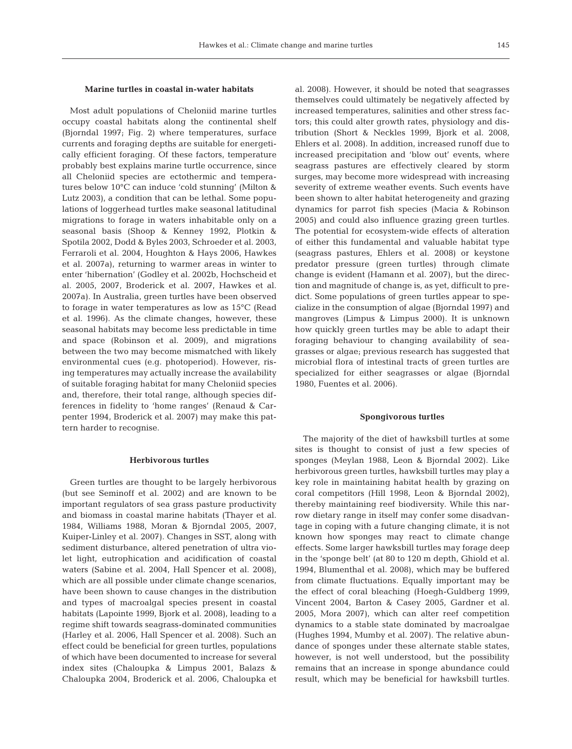### Marine turtles in coastal in-water habitats

Most adult populations of Cheloniid marine turtles occupy coastal habitats along the continental shelf (Bjorndal 1997; Fig. 2) where temperatures, surface currents and foraging depths are suitable for energetically efficient foraging. Of these factors, temperature probably best explains marine turtle occurrence, since all Cheloniid species are ectothermic and temperatures below 10°C can induce 'cold stunning' (Milton & Lutz 2003), a condition that can be lethal. Some populations of loggerhead turtles make seasonal latitudinal migrations to forage in waters inhabitable only on a seasonal basis (Shoop & Kenney 1992, Plotkin & Spotila 2002, Dodd & Byles 2003, Schroeder et al. 2003, Ferraroli et al. 2004, Houghton & Hays 2006, Hawkes et al. 2007a), returning to warmer areas in winter to enter 'hibernation' (Godley et al. 2002b, Hochscheid et al. 2005, 2007, Broderick et al. 2007, Hawkes et al. 2007a). In Australia, green turtles have been observed to forage in water temperatures as low as 15°C (Read et al. 1996). As the climate changes, however, these seasonal habitats may become less predictable in time and space (Robinson et al. 2009), and migrations between the two may become mismatched with likely environmental cues (e.g. photoperiod). However, rising temperatures may actually increase the availability of suitable foraging habitat for many Cheloniid species and, therefore, their total range, although species differences in fidelity to 'home ranges' (Renaud & Carpenter 1994, Broderick et al. 2007) may make this pattern harder to recognise.

### Herbivorous turtles

Green turtles are thought to be largely herbivorous (but see Seminoff et al. 2002) and are known to be important regulators of sea grass pasture productivity and biomass in coastal marine habitats (Thayer et al. 1984, Williams 1988, Moran & Bjorndal 2005, 2007, Kuiper-Linley et al. 2007). Changes in SST, along with sediment disturbance, altered penetration of ultra violet light, eutrophication and acidification of coastal waters (Sabine et al. 2004, Hall Spencer et al. 2008), which are all possible under climate change scenarios, have been shown to cause changes in the distribution and types of macroalgal species present in coastal habitats (Lapointe 1999, Bjork et al. 2008), leading to a regime shift towards seagrass-dominated communities (Harley et al. 2006, Hall Spencer et al. 2008). Such an effect could be beneficial for green turtles, populations of which have been documented to increase for several index sites (Chaloupka & Limpus 2001, Balazs & Chaloupka 2004, Broderick et al. 2006, Chaloupka et al. 2008). However, it should be noted that seagrasses themselves could ultimately be negatively affected by increased temperatures, salinities and other stress factors; this could alter growth rates, physiology and distribution (Short & Neckles 1999, Bjork et al. 2008, Ehlers et al. 2008). In addition, increased runoff due to increased precipitation and 'blow out' events, where seagrass pastures are effectively cleared by storm surges, may become more widespread with increasing severity of extreme weather events. Such events have been shown to alter habitat heterogeneity and grazing dynamics for parrot fish species (Macia & Robinson 2005) and could also influence grazing green turtles. The potential for ecosystem-wide effects of alteration of either this fundamental and valuable habitat type (seagrass pastures, Ehlers et al. 2008) or keystone predator pressure (green turtles) through climate change is evident (Hamann et al. 2007), but the direction and magnitude of change is, as yet, difficult to predict. Some populations of green turtles appear to specialize in the consumption of algae (Bjorndal 1997) and mangroves (Limpus & Limpus 2000). It is unknown how quickly green turtles may be able to adapt their foraging behaviour to changing availability of seagrasses or algae; previous research has suggested that microbial flora of intestinal tracts of green turtles are specialized for either seagrasses or algae (Bjorndal 1980, Fuentes et al. 2006).

### Spongivorous turtles

The majority of the diet of hawksbill turtles at some sites is thought to consist of just a few species of sponges (Meylan 1988, Leon & Bjorndal 2002). Like herbivorous green turtles, hawksbill turtles may play a key role in maintaining habitat health by grazing on coral competitors (Hill 1998, Leon & Bjorndal 2002), thereby maintaining reef biodiversity. While this narrow dietary range in itself may confer some disadvantage in coping with a future changing climate, it is not known how sponges may react to climate change effects. Some larger hawksbill turtles may forage deep in the 'sponge belt' (at 80 to 120 m depth, Ghiold et al. 1994, Blumenthal et al. 2008), which may be buffered from climate fluctuations. Equally important may be the effect of coral bleaching (Hoegh-Guldberg 1999, Vincent 2004, Barton & Casey 2005, Gardner et al. 2005, Mora 2007), which can alter reef competition dynamics to a stable state dominated by macroalgae (Hughes 1994, Mumby et al. 2007). The relative abundance of sponges under these alternate stable states, however, is not well understood, but the possibility remains that an increase in sponge abundance could result, which may be beneficial for hawksbill turtles.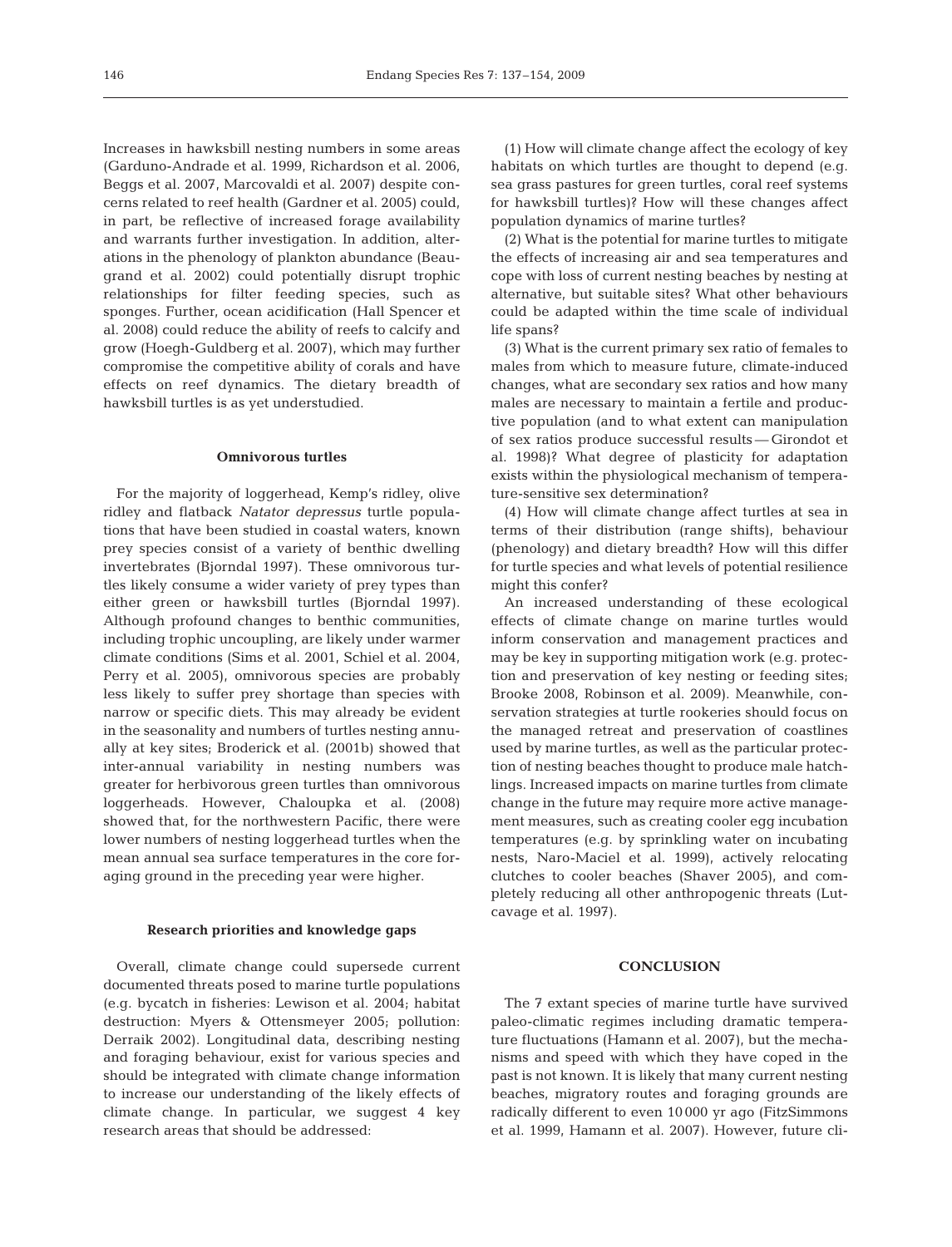Increases in hawksbill nesting numbers in some areas (Garduno-Andrade et al. 1999, Richardson et al. 2006, Beggs et al. 2007, Marcovaldi et al. 2007) despite concerns related to reef health (Gardner et al. 2005) could, in part, be reflective of increased forage availability and warrants further investigation. In addition, alterations in the phenology of plankton abundance (Beaugrand et al. 2002) could potentially disrupt trophic relationships for filter feeding species, such as sponges. Further, ocean acidification (Hall Spencer et al. 2008) could reduce the ability of reefs to calcify and grow (Hoegh-Guldberg et al. 2007), which may further compromise the competitive ability of corals and have effects on reef dynamics. The dietary breadth of hawksbill turtles is as yet understudied.

### Omnivorous turtles

For the majority of loggerhead, Kemp's ridley, olive ridley and flatback *Natator depressus* turtle populations that have been studied in coastal waters, known prey species consist of a variety of benthic dwelling invertebrates (Bjorndal 1997). These omnivorous turtles likely consume a wider variety of prey types than either green or hawksbill turtles (Bjorndal 1997). Although profound changes to benthic communities, including trophic uncoupling, are likely under warmer climate conditions (Sims et al. 2001, Schiel et al. 2004, Perry et al. 2005), omnivorous species are probably less likely to suffer prey shortage than species with narrow or specific diets. This may already be evident in the seasonality and numbers of turtles nesting annually at key sites; Broderick et al. (2001b) showed that inter-annual variability in nesting numbers was greater for herbivorous green turtles than omnivorous loggerheads. However, Chaloupka et al. (2008) showed that, for the northwestern Pacific, there were lower numbers of nesting loggerhead turtles when the mean annual sea surface temperatures in the core foraging ground in the preceding year were higher.

## Research priorities and knowledge gaps

Overall, climate change could supersede current documented threats posed to marine turtle populations (e.g. bycatch in fisheries: Lewison et al. 2004; habitat destruction: Myers & Ottensmeyer 2005; pollution: Derraik 2002). Longitudinal data, describing nesting and foraging behaviour, exist for various species and should be integrated with climate change information to increase our understanding of the likely effects of climate change. In particular, we suggest 4 key research areas that should be addressed:

(1) How will climate change affect the ecology of key habitats on which turtles are thought to depend (e.g. sea grass pastures for green turtles, coral reef systems for hawksbill turtles)? How will these changes affect population dynamics of marine turtles?

(2) What is the potential for marine turtles to mitigate the effects of increasing air and sea temperatures and cope with loss of current nesting beaches by nesting at alternative, but suitable sites? What other behaviours could be adapted within the time scale of individual life spans?

(3) What is the current primary sex ratio of females to males from which to measure future, climate-induced changes, what are secondary sex ratios and how many males are necessary to maintain a fertile and productive population (and to what extent can manipulation of sex ratios produce successful results — Girondot et al. 1998)? What degree of plasticity for adaptation exists within the physiological mechanism of temperature-sensitive sex determination?

(4) How will climate change affect turtles at sea in terms of their distribution (range shifts), behaviour (phenology) and dietary breadth? How will this differ for turtle species and what levels of potential resilience might this confer?

An increased understanding of these ecological effects of climate change on marine turtles would inform conservation and management practices and may be key in supporting mitigation work (e.g. protection and preservation of key nesting or feeding sites; Brooke 2008, Robinson et al. 2009). Meanwhile, conservation strategies at turtle rookeries should focus on the managed retreat and preservation of coastlines used by marine turtles, as well as the particular protection of nesting beaches thought to produce male hatchlings. Increased impacts on marine turtles from climate change in the future may require more active management measures, such as creating cooler egg incubation temperatures (e.g. by sprinkling water on incubating nests, Naro-Maciel et al. 1999), actively relocating clutches to cooler beaches (Shaver 2005), and completely reducing all other anthropogenic threats (Lutcavage et al. 1997).

## CONCLUSION

The 7 extant species of marine turtle have survived paleo-climatic regimes including dramatic temperature fluctuations (Hamann et al. 2007), but the mechanisms and speed with which they have coped in the past is not known. It is likely that many current nesting beaches, migratory routes and foraging grounds are radically different to even 10 000 yr ago (FitzSimmons et al. 1999, Hamann et al. 2007). However, future cli-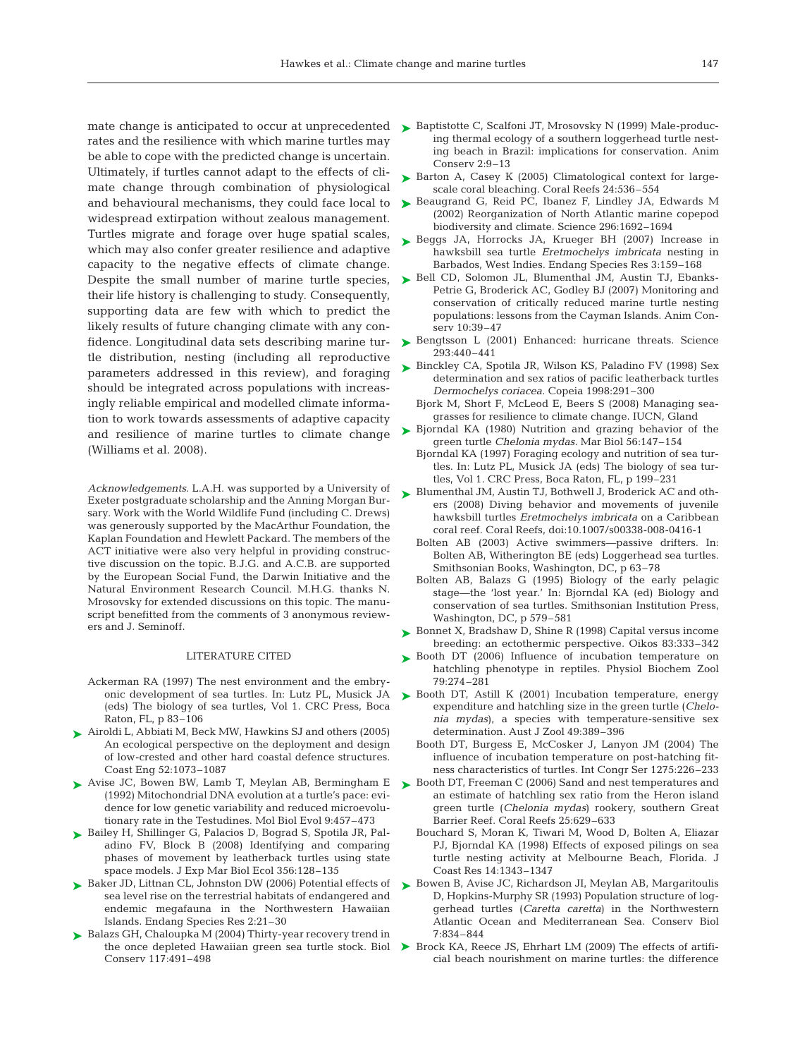mate change is anticipated to occur at unprecedented rates and the resilience with which marine turtles may be able to cope with the predicted change is uncertain. Ultimately, if turtles cannot adapt to the effects of climate change through combination of physiological and behavioural mechanisms, they could face local to widespread extirpation without zealous management. Turtles migrate and forage over huge spatial scales, which may also confer greater resilience and adaptive capacity to the negative effects of climate change. Despite the small number of marine turtle species, their life history is challenging to study. Consequently, supporting data are few with which to predict the likely results of future changing climate with any confidence. Longitudinal data sets describing marine turtle distribution, nesting (including all reproductive parameters addressed in this review), and foraging should be integrated across populations with increasingly reliable empirical and modelled climate information to work towards assessments of adaptive capacity and resilience of marine turtles to climate change (Williams et al. 2008).

*Acknowledgements.* L.A.H. was supported by a University of Exeter postgraduate scholarship and the Anning Morgan Bursary. Work with the World Wildlife Fund (including C. Drews) was generously supported by the MacArthur Foundation, the Kaplan Foundation and Hewlett Packard. The members of the ACT initiative were also very helpful in providing constructive discussion on the topic. B.J.G. and A.C.B. are supported by the European Social Fund, the Darwin Initiative and the Natural Environment Research Council. M.H.G. thanks N. Mrosovsky for extended discussions on this topic. The manuscript benefitted from the comments of 3 anonymous reviewers and J. Seminoff.

## LITERATURE CITED

Ackerman RA (1997) The nest environment and the embryonic development of sea turtles. In: Lutz PL, Musick JA (eds) The biology of sea turtles, Vol 1. CRC Press, Boca Raton, FL, p 83–106

Airoldi L, Abbiati M, Beck MW, Hawkins SJ and others (2005) An ecological perspective on the deployment and design of low-crested and other hard coastal defence structures. Coast Eng 52:1073–1087

Avise JC, Bowen BW, Lamb T, Meylan AB, Bermingham E (1992) Mitochondrial DNA evolution at a turtle's pace: evidence for low genetic variability and reduced microevolutionary rate in the Testudines. Mol Biol Evol 9:457–473

Bailey H, Shillinger G, Palacios D, Bograd S, Spotila JR, Paladino FV, Block B (2008) Identifying and comparing phases of movement by leatherback turtles using state space models. J Exp Mar Biol Ecol 356:128–135

Baker JD, Littnan CL, Johnston DW (2006) Potential effects of sea level rise on the terrestrial habitats of endangered and endemic megafauna in the Northwestern Hawaiian Islands. Endang Species Res 2:21–30

Balazs GH, Chaloupka M (2004) Thirty-year recovery trend in the once depleted Hawaiian green sea turtle stock. Biol Conserv 117:491–498

Baptistotte C, Scalfoni JT, Mrosovsky N (1999) Male-producing thermal ecology of a southern loggerhead turtle nesting beach in Brazil: implications for conservation. Anim Conserv 2:9–13

Barton A, Casey K (2005) Climatological context for large-scale coral bleaching. Coral Reefs 24:536–554

Beaugrand G, Reid PC, Ibanez F, Lindley JA, Edwards M (2002) Reorganization of North Atlantic marine copepod biodiversity and climate. Science 296:1692–1694

Beggs JA, Horrocks JA, Krueger BH (2007) Increase in hawksbill sea turtle *Eretmochelys imbricata* nesting in Barbados, West Indies. Endang Species Res 3:159–168

Bell CD, Solomon JL, Blumenthal JM, Austin TJ, Ebanks-Petrie G, Broderick AC, Godley BJ (2007) Monitoring and conservation of critically reduced marine turtle nesting populations: lessons from the Cayman Islands. Anim Conserv 10:39–47

Bengtsson L (2001) Enhanced: hurricane threats. Science 293:440–441

Binckley CA, Spotila JR, Wilson KS, Paladino FV (1998) Sex determination and sex ratios of pacific leatherback turtles *Dermochelys coriacea.* Copeia 1998:291–300

Bjork M, Short F, McLeod E, Beers S (2008) Managing seagrasses for resilience to climate change. IUCN, Gland

Bjorndal KA (1980) Nutrition and grazing behavior of the green turtle *Chelonia mydas.* Mar Biol 56:147–154

Bjorndal KA (1997) Foraging ecology and nutrition of sea turtles. In: Lutz PL, Musick JA (eds) The biology of sea turtles, Vol 1. CRC Press, Boca Raton, FL, p 199–231

Blumenthal JM, Austin TJ, Bothwell J, Broderick AC and others (2008) Diving behavior and movements of juvenile hawksbill turtles *Eretmochelys imbricata* on a Caribbean coral reef. Coral Reefs, doi:10.1007/s00338-008-0416-1

Bolten AB (2003) Active swimmers—passive drifters. In: Bolten AB, Witherington BE (eds) Loggerhead sea turtles. Smithsonian Books, Washington, DC, p 63–78

Bolten AB, Balazs G (1995) Biology of the early pelagic stage—the 'lost year.' In: Bjorndal KA (ed) Biology and conservation of sea turtles. Smithsonian Institution Press, Washington, DC, p 579–581

Bonnet X, Bradshaw D, Shine R (1998) Capital versus income breeding: an ectothermic perspective. Oikos 83:333–342

Booth DT (2006) Influence of incubation temperature on hatchling phenotype in reptiles. Physiol Biochem Zool 79:274–281

Booth DT, Astill K (2001) Incubation temperature, energy expenditure and hatchling size in the green turtle (*Chelonia mydas*), a species with temperature-sensitive sex determination. Aust J Zool 49:389–396

Booth DT, Burgess E, McCosker J, Lanyon JM (2004) The influence of incubation temperature on post-hatching fitness characteristics of turtles. Int Congr Ser 1275:226–233

Booth DT, Freeman C (2006) Sand and nest temperatures and an estimate of hatchling sex ratio from the Heron island green turtle (*Chelonia mydas*) rookery, southern Great Barrier Reef. Coral Reefs 25:629–633

Bouchard S, Moran K, Tiwari M, Wood D, Bolten A, Eliazar PJ, Bjorndal KA (1998) Effects of exposed pilings on sea turtle nesting activity at Melbourne Beach, Florida. J Coast Res 14:1343–1347

Bowen B, Avise JC, Richardson JI, Meylan AB, Margaritoulis D, Hopkins-Murphy SR (1993) Population structure of loggerhead turtles (*Caretta caretta*) in the Northwestern Atlantic Ocean and Mediterranean Sea. Conserv Biol 7:834–844

Brock KA, Reece JS, Ehrhart LM (2009) The effects of artificial beach nourishment on marine turtles: the difference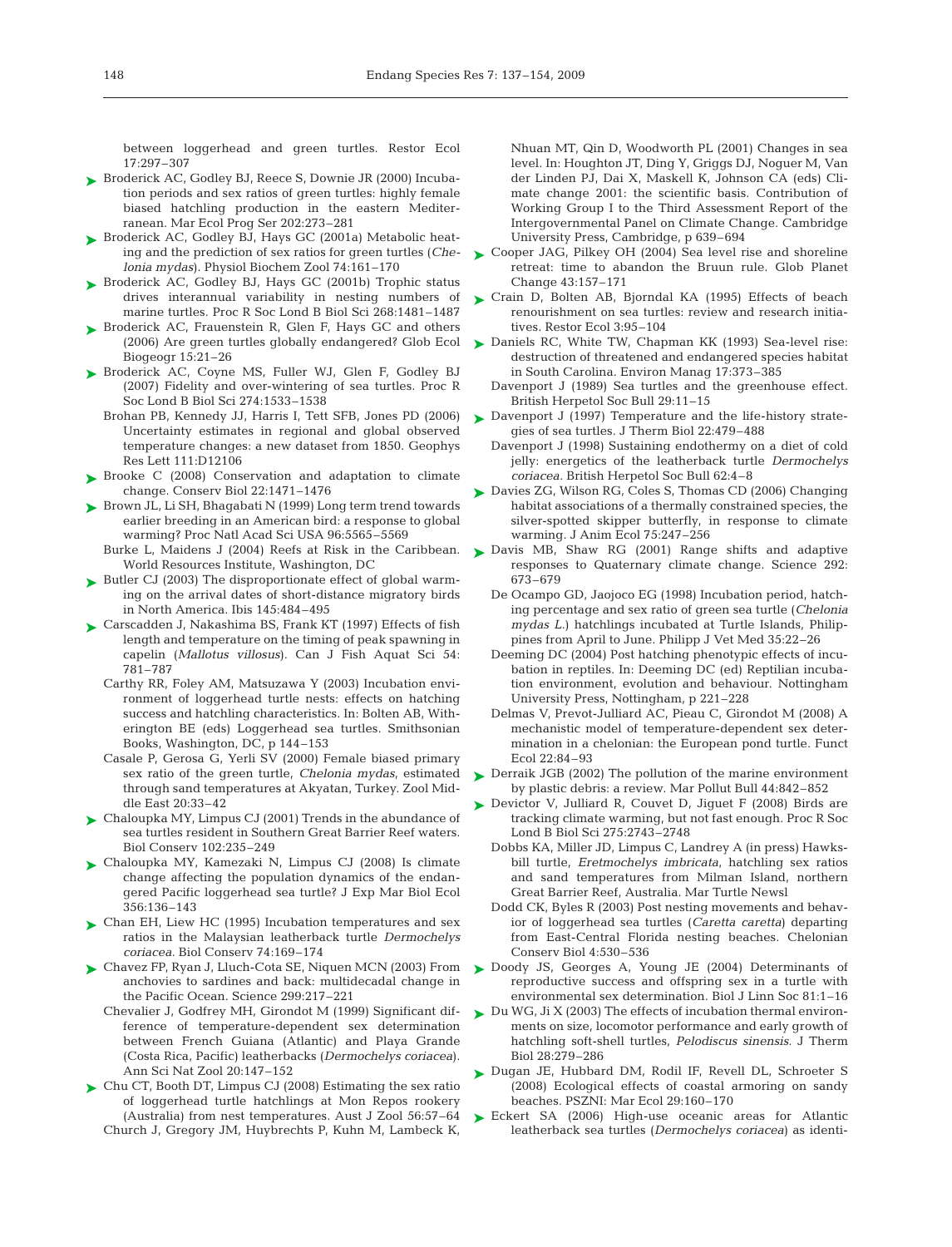between loggerhead and green turtles. Restor Ecol 17:297–307

Broderick AC, Godley BJ, Reece S, Downie JR (2000) Incubation periods and sex ratios of green turtles: highly female biased hatchling production in the eastern Mediterranean. Mar Ecol Prog Ser 202:273–281

Broderick AC, Godley BJ, Hays GC (2001a) Metabolic heating and the prediction of sex ratios for green turtles (*Chelonia mydas*). Physiol Biochem Zool 74:161–170

Broderick AC, Godley BJ, Hays GC (2001b) Trophic status drives interannual variability in nesting numbers of marine turtles. Proc R Soc Lond B Biol Sci 268:1481–1487

Broderick AC, Frauenstein R, Glen F, Hays GC and others (2006) Are green turtles globally endangered? Glob Ecol Biogeogr 15:21–26

Broderick AC, Coyne MS, Fuller WJ, Glen F, Godley BJ (2007) Fidelity and over-wintering of sea turtles. Proc R Soc Lond B Biol Sci 274:1533–1538

Brohan PB, Kennedy JJ, Harris I, Tett SFB, Jones PD (2006) Uncertainty estimates in regional and global observed temperature changes: a new dataset from 1850. Geophys Res Lett 111:D12106

Brooke C (2008) Conservation and adaptation to climate change. Conserv Biol 22:1471–1476

Brown JL, Li SH, Bhagabati N (1999) Long term trend towards earlier breeding in an American bird: a response to global warming? Proc Natl Acad Sci USA 96:5565–5569

Burke L, Maidens J (2004) Reefs at Risk in the Caribbean. World Resources Institute, Washington, DC

Butler CJ (2003) The disproportionate effect of global warming on the arrival dates of short-distance migratory birds in North America. Ibis 145:484–495

Carscadden J, Nakashima BS, Frank KT (1997) Effects of fish length and temperature on the timing of peak spawning in capelin (*Mallotus villosus*). Can J Fish Aquat Sci 54: 781–787

Carthy RR, Foley AM, Matsuzawa Y (2003) Incubation environment of loggerhead turtle nests: effects on hatching success and hatchling characteristics. In: Bolten AB, Witherington BE (eds) Loggerhead sea turtles. Smithsonian Books, Washington, DC, p 144–153

Casale P, Gerosa G, Yerli SV (2000) Female biased primary sex ratio of the green turtle, *Chelonia mydas*, estimated through sand temperatures at Akyatan, Turkey. Zool Middle East 20:33–42

Chaloupka MY, Limpus CJ (2001) Trends in the abundance of sea turtles resident in Southern Great Barrier Reef waters. Biol Conserv 102:235–249

Chaloupka MY, Kamezaki N, Limpus CJ (2008) Is climate change affecting the population dynamics of the endangered Pacific loggerhead sea turtle? J Exp Mar Biol Ecol 356:136–143

Chan EH, Liew HC (1995) Incubation temperatures and sex ratios in the Malaysian leatherback turtle *Dermochelys coriacea*. Biol Conserv 74:169–174

Chavez FP, Ryan J, Lluch-Cota SE, Niquen MCN (2003) From anchovies to sardines and back: multidecadal change in the Pacific Ocean. Science 299:217–221

Chevalier J, Godfrey MH, Girondot M (1999) Significant difference of temperature-dependent sex determination between French Guiana (Atlantic) and Playa Grande (Costa Rica, Pacific) leatherbacks (*Dermochelys coriacea*). Ann Sci Nat Zool 20:147–152

Chu CT, Booth DT, Limpus CJ (2008) Estimating the sex ratio of loggerhead turtle hatchlings at Mon Repos rookery (Australia) from nest temperatures. Aust J Zool 56:57–64

Church J, Gregory JM, Huybrechts P, Kuhn M, Lambeck K, Nhuan MT, Qin D, Woodworth PL (2001) Changes in sea level. In: Houghton JT, Ding Y, Griggs DJ, Noguer M, Van der Linden PJ, Dai X, Maskell K, Johnson CA (eds) Climate change 2001: the scientific basis. Contribution of Working Group I to the Third Assessment Report of the Intergovernmental Panel on Climate Change. Cambridge University Press, Cambridge, p 639–694

Cooper JAG, Pilkey OH (2004) Sea level rise and shoreline retreat: time to abandon the Bruun rule. Glob Planet Change 43:157–171

Crain D, Bolten AB, Bjorndal KA (1995) Effects of beach renourishment on sea turtles: review and research initiatives. Restor Ecol 3:95–104

Daniels RC, White TW, Chapman KK (1993) Sea-level rise: destruction of threatened and endangered species habitat in South Carolina. Environ Manag 17:373–385

Davenport J (1989) Sea turtles and the greenhouse effect. British Herpetol Soc Bull 29:11–15

Davenport J (1997) Temperature and the life-history strategies of sea turtles. J Therm Biol 22:479–488

Davenport J (1998) Sustaining endothermy on a diet of cold jelly: energetics of the leatherback turtle *Dermochelys coriacea*. British Herpetol Soc Bull 62:4–8

Davies ZG, Wilson RG, Coles S, Thomas CD (2006) Changing habitat associations of a thermally constrained species, the silver-spotted skipper butterfly, in response to climate warming. J Anim Ecol 75:247–256

Davis MB, Shaw RG (2001) Range shifts and adaptive responses to Quaternary climate change. Science 292: 673–679

De Ocampo GD, Jaojoco EG (1998) Incubation period, hatching percentage and sex ratio of green sea turtle (*Chelonia mydas L.*) hatchlings incubated at Turtle Islands, Philippines from April to June. Philipp J Vet Med 35:22–26

Deeming DC (2004) Post hatching phenotypic effects of incubation in reptiles. In: Deeming DC (ed) Reptilian incubation environment, evolution and behaviour. Nottingham University Press, Nottingham, p 221–228

Delmas V, Prevot-Julliard AC, Pieau C, Girondot M (2008) A mechanistic model of temperature-dependent sex determination in a chelonian: the European pond turtle. Funct Ecol 22:84–93

Derraik JGB (2002) The pollution of the marine environment by plastic debris: a review. Mar Pollut Bull 44:842–852

Devictor V, Julliard R, Couvet D, Jiguet F (2008) Birds are tracking climate warming, but not fast enough. Proc R Soc Lond B Biol Sci 275:2743–2748

Dobbs KA, Miller JD, Limpus C, Landrey A (in press) Hawksbill turtle, *Eretmochelys imbricata*, hatchling sex ratios and sand temperatures from Milman Island, northern Great Barrier Reef, Australia. Mar Turtle Newsl

Dodd CK, Byles R (2003) Post nesting movements and behavior of loggerhead sea turtles (*Caretta caretta*) departing from East-Central Florida nesting beaches. Chelonian Conserv Biol 4:530–536

Doody JS, Georges A, Young JE (2004) Determinants of reproductive success and offspring sex in a turtle with environmental sex determination. Biol J Linn Soc 81:1–16

Du WG, Ji X (2003) The effects of incubation thermal environments on size, locomotor performance and early growth of hatchling soft-shell turtles, *Pelodiscus sinensis*. J Therm Biol 28:279–286

Dugan JE, Hubbard DM, Rodil IF, Revell DL, Schroeter S (2008) Ecological effects of coastal armoring on sandy beaches. PSZNI: Mar Ecol 29:160–170

Eckert SA (2006) High-use oceanic areas for Atlantic leatherback sea turtles (*Dermochelys coriacea*) as identi-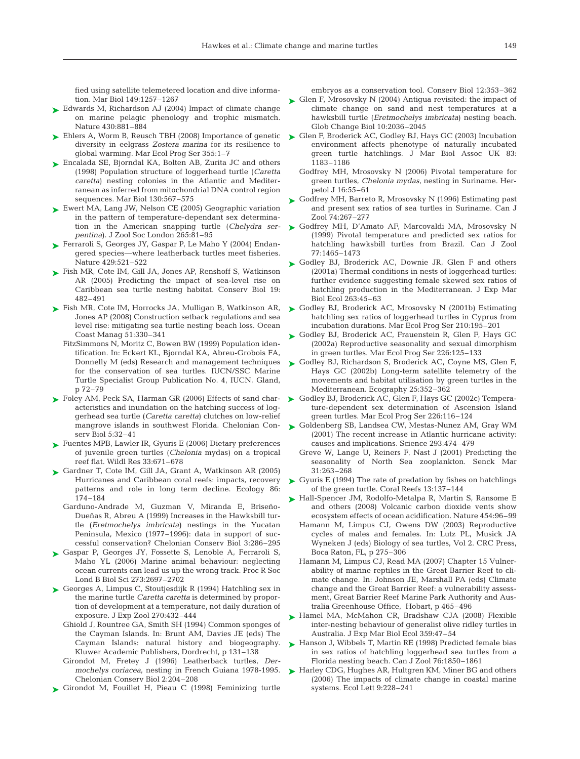fied using satellite telemetered location and dive information. Mar Biol 149:1257–1267

Edwards M, Richardson AJ (2004) Impact of climate change on marine pelagic phenology and trophic mismatch. Nature 430:881–884

Ehlers A, Worm B, Reusch TBH (2008) Importance of genetic diversity in eelgrass *Zostera marina* for its resilience to global warming. Mar Ecol Prog Ser 355:1–7

Encalada SE, Bjorndal KA, Bolten AB, Zurita JC and others (1998) Population structure of loggerhead turtle (*Caretta caretta*) nesting colonies in the Atlantic and Mediterranean as inferred from mitochondrial DNA control region sequences. Mar Biol 130:567–575

Ewert MA, Lang JW, Nelson CE (2005) Geographic variation in the pattern of temperature-dependant sex determination in the American snapping turtle (*Chelydra serpentina*). J Zool Soc London 265:81–95

Ferraroli S, Georges JY, Gaspar P, Le Maho Y (2004) Endangered species—where leatherback turtles meet fisheries. Nature 429:521–522

Fish MR, Cote IM, Gill JA, Jones AP, Renshoff S, Watkinson AR (2005) Predicting the impact of sea-level rise on Caribbean sea turtle nesting habitat. Conserv Biol 19: 482–491

Fish MR, Cote IM, Horrocks JA, Mulligan B, Watkinson AR, Jones AP (2008) Construction setback regulations and sea level rise: mitigating sea turtle nesting beach loss. Ocean Coast Manag 51:330–341

FitzSimmons N, Moritz C, Bowen BW (1999) Population identification. In: Eckert KL, Bjorndal KA, Abreu-Grobois FA, Donnelly M (eds) Research and management techniques for the conservation of sea turtles. IUCN/SSC Marine Turtle Specialist Group Publication No. 4, IUCN, Gland, p 72–79

Foley AM, Peck SA, Harman GR (2006) Effects of sand characteristics and inundation on the hatching success of loggerhead sea turtle (*Caretta caretta*) clutches on low-relief mangrove islands in southwest Florida. Chelonian Conserv Biol 5:32–41

Fuentes MPB, Lawler IR, Gyuris E (2006) Dietary preferences of juvenile green turtles (*Chelonia* mydas) on a tropical reef flat. Wildl Res 33:671–678

Gardner T, Cote IM, Gill JA, Grant A, Watkinson AR (2005) Hurricanes and Caribbean coral reefs: impacts, recovery patterns and role in long term decline. Ecology 86: 174–184

Garduno-Andrade M, Guzman V, Miranda E, Briseño-Dueñas R, Abreu A (1999) Increases in the Hawksbill turtle (*Eretmochelys imbricata*) nestings in the Yucatan Peninsula, Mexico (1977–1996): data in support of successful conservation? Chelonian Conserv Biol 3:286–295

Gaspar P, Georges JY, Fossette S, Lenoble A, Ferraroli S, Maho YL (2006) Marine animal behaviour: neglecting ocean currents can lead us up the wrong track. Proc R Soc Lond B Biol Sci 273:2697–2702

Georges A, Limpus C, Stoutjesdijk R (1994) Hatchling sex in the marine turtle *Caretta caretta* is determined by proportion of development at a temperature, not daily duration of exposure. J Exp Zool 270:432–444

Ghiold J, Rountree GA, Smith SH (1994) Common sponges of the Cayman Islands. In: Brunt AM, Davies JE (eds) The Cayman Islands: natural history and biogeography. Kluwer Academic Publishers, Dordrecht, p 131–138

Girondot M, Fretey J (1996) Leatherback turtles, *Dermochelys coriacea*, nesting in French Guiana 1978-1995. Chelonian Conserv Biol 2:204–208

Girondot M, Fouillet H, Pieau C (1998) Feminizing turtle embryos as a conservation tool. Conserv Biol 12:353–362

Glen F, Mrosovsky N (2004) Antigua revisited: the impact of climate change on sand and nest temperatures at a hawksbill turtle (*Eretmochelys imbricata*) nesting beach. Glob Change Biol 10:2036–2045

Glen F, Broderick AC, Godley BJ, Hays GC (2003) Incubation environment affects phenotype of naturally incubated green turtle hatchlings. J Mar Biol Assoc UK 83: 1183–1186

Godfrey MH, Mrosovsky N (2006) Pivotal temperature for green turtles, *Chelonia mydas*, nesting in Suriname. Herpetol J 16:55–61

Godfrey MH, Barreto R, Mrosovsky N (1996) Estimating past and present sex ratios of sea turtles in Suriname. Can J Zool 74:267–277

Godfrey MH, D'Amato AF, Marcovaldi MA, Mrosovsky N (1999) Pivotal temperature and predicted sex ratios for hatchling hawksbill turtles from Brazil. Can J Zool 77:1465–1473

Godley BJ, Broderick AC, Downie JR, Glen F and others (2001a) Thermal conditions in nests of loggerhead turtles: further evidence suggesting female skewed sex ratios of hatchling production in the Mediterranean. J Exp Mar Biol Ecol 263:45–63

Godley BJ, Broderick AC, Mrosovsky N (2001b) Estimating hatchling sex ratios of loggerhead turtles in Cyprus from incubation durations. Mar Ecol Prog Ser 210:195–201

Godley BJ, Broderick AC, Frauenstein R, Glen F, Hays GC (2002a) Reproductive seasonality and sexual dimorphism in green turtles. Mar Ecol Prog Ser 226:125–133

Godley BJ, Richardson S, Broderick AC, Coyne MS, Glen F, Hays GC (2002b) Long-term satellite telemetry of the movements and habitat utilisation by green turtles in the Mediterranean. Ecography 25:352–362

Godley BJ, Broderick AC, Glen F, Hays GC (2002c) Temperature-dependent sex determination of Ascension Island green turtles. Mar Ecol Prog Ser 226:116–124

Goldenberg SB, Landsea CW, Mestas-Nunez AM, Gray WM (2001) The recent increase in Atlantic hurricane activity: causes and implications. Science 293:474–479

Greve W, Lange U, Reiners F, Nast J (2001) Predicting the seasonality of North Sea zooplankton. Senck Mar 31:263–268

Gyuris E (1994) The rate of predation by fishes on hatchlings of the green turtle. Coral Reefs 13:137–144

Hall-Spencer JM, Rodolfo-Metalpa R, Martin S, Ransome E and others (2008) Volcanic carbon dioxide vents show ecosystem effects of ocean acidification. Nature 454:96–99

Hamann M, Limpus CJ, Owens DW (2003) Reproductive cycles of males and females. In: Lutz PL, Musick JA Wyneken J (eds) Biology of sea turtles, Vol 2. CRC Press, Boca Raton, FL, p 275–306

Hamann M, Limpus CJ, Read MA (2007) Chapter 15 Vulnerability of marine reptiles in the Great Barrier Reef to climate change. In: Johnson JE, Marshall PA (eds) Climate change and the Great Barrier Reef: a vulnerability assessment, Great Barrier Reef Marine Park Authority and Australia Greenhouse Office, Hobart, p 465–496

Hamel MA, McMahon CR, Bradshaw CJA (2008) Flexible inter-nesting behaviour of generalist olive ridley turtles in Australia. J Exp Mar Biol Ecol 359:47–54

Hanson J, Wibbels T, Martin RE (1998) Predicted female bias in sex ratios of hatchling loggerhead sea turtles from a Florida nesting beach. Can J Zool 76:1850–1861

Harley CDG, Hughes AR, Hultgren KM, Miner BG and others (2006) The impacts of climate change in coastal marine systems. Ecol Lett 9:228–241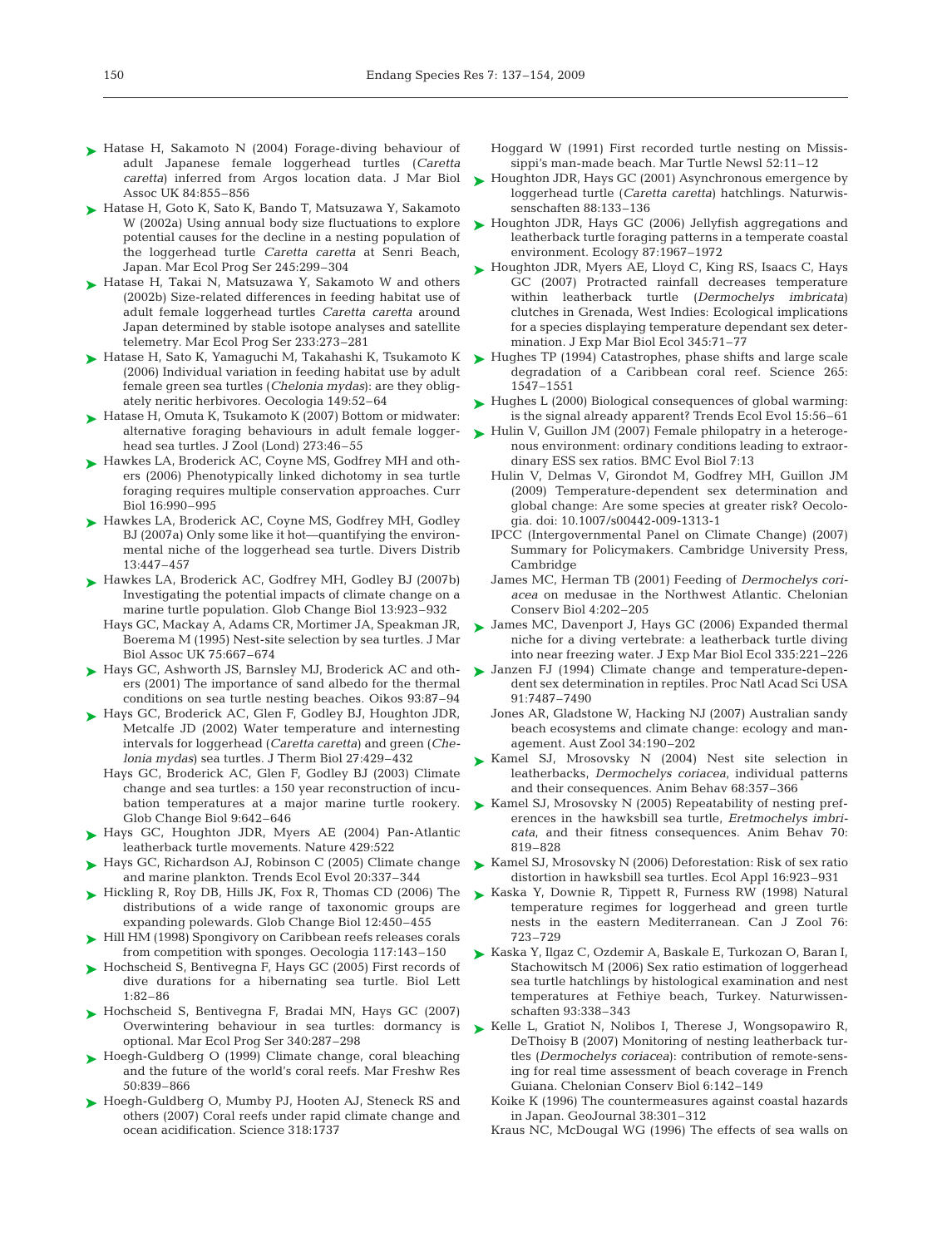Hatase H, Sakamoto N (2004) Forage-diving behaviour of adult Japanese female loggerhead turtles (*Caretta caretta*) inferred from Argos location data. J Mar Biol Assoc UK 84:855–856

Hatase H, Goto K, Sato K, Bando T, Matsuzawa Y, Sakamoto W (2002a) Using annual body size fluctuations to explore potential causes for the decline in a nesting population of the loggerhead turtle *Caretta caretta* at Senri Beach, Japan. Mar Ecol Prog Ser 245:299–304

Hatase H, Takai N, Matsuzawa Y, Sakamoto W and others (2002b) Size-related differences in feeding habitat use of adult female loggerhead turtles *Caretta caretta* around Japan determined by stable isotope analyses and satellite telemetry. Mar Ecol Prog Ser 233:273–281

Hatase H, Sato K, Yamaguchi M, Takahashi K, Tsukamoto K (2006) Individual variation in feeding habitat use by adult female green sea turtles (*Chelonia mydas*): are they obligately neritic herbivores. Oecologia 149:52–64

Hatase H, Omuta K, Tsukamoto K (2007) Bottom or midwater: alternative foraging behaviours in adult female loggerhead sea turtles. J Zool (Lond) 273:46–55

Hawkes LA, Broderick AC, Coyne MS, Godfrey MH and others (2006) Phenotypically linked dichotomy in sea turtle foraging requires multiple conservation approaches. Curr Biol 16:990–995

Hawkes LA, Broderick AC, Coyne MS, Godfrey MH, Godley BJ (2007a) Only some like it hot—quantifying the environmental niche of the loggerhead sea turtle. Divers Distrib 13:447–457

Hawkes LA, Broderick AC, Godfrey MH, Godley BJ (2007b) Investigating the potential impacts of climate change on a marine turtle population. Glob Change Biol 13:923–932

Hays GC, Mackay A, Adams CR, Mortimer JA, Speakman JR, Boerema M (1995) Nest-site selection by sea turtles. J Mar Biol Assoc UK 75:667–674

Hays GC, Ashworth JS, Barnsley MJ, Broderick AC and others (2001) The importance of sand albedo for the thermal conditions on sea turtle nesting beaches. Oikos 93:87–94

Hays GC, Broderick AC, Glen F, Godley BJ, Houghton JDR, Metcalfe JD (2002) Water temperature and internesting intervals for loggerhead (*Caretta caretta*) and green (*Chelonia mydas*) sea turtles. J Therm Biol 27:429–432

Hays GC, Broderick AC, Glen F, Godley BJ (2003) Climate change and sea turtles: a 150 year reconstruction of incubation temperatures at a major marine turtle rookery. Glob Change Biol 9:642–646

Hays GC, Houghton JDR, Myers AE (2004) Pan-Atlantic leatherback turtle movements. Nature 429:522

Hays GC, Richardson AJ, Robinson C (2005) Climate change and marine plankton. Trends Ecol Evol 20:337–344

Hickling R, Roy DB, Hills JK, Fox R, Thomas CD (2006) The distributions of a wide range of taxonomic groups are expanding polewards. Glob Change Biol 12:450–455

Hill HM (1998) Spongivory on Caribbean reefs releases corals from competition with sponges. Oecologia 117:143–150

Hochscheid S, Bentivegna F, Hays GC (2005) First records of dive durations for a hibernating sea turtle. Biol Lett 1:82–86

Hochscheid S, Bentivegna F, Bradai MN, Hays GC (2007) Overwintering behaviour in sea turtles: dormancy is optional. Mar Ecol Prog Ser 340:287–298

Hoegh-Guldberg O (1999) Climate change, coral bleaching and the future of the world's coral reefs. Mar Freshw Res 50:839–866

Hoegh-Guldberg O, Mumby PJ, Hooten AJ, Steneck RS and others (2007) Coral reefs under rapid climate change and ocean acidification. Science 318:1737

Hoggard W (1991) First recorded turtle nesting on Mississippi's man-made beach. Mar Turtle Newsl 52:11–12

Houghton JDR, Hays GC (2001) Asynchronous emergence by loggerhead turtle (*Caretta caretta*) hatchlings. Naturwissenschaften 88:133–136

Houghton JDR, Hays GC (2006) Jellyfish aggregations and leatherback turtle foraging patterns in a temperate coastal environment. Ecology 87:1967–1972

Houghton JDR, Myers AE, Lloyd C, King RS, Isaacs C, Hays GC (2007) Protracted rainfall decreases temperature within leatherback turtle (*Dermochelys imbricata*) clutches in Grenada, West Indies: Ecological implications for a species displaying temperature dependant sex determination. J Exp Mar Biol Ecol 345:71–77

Hughes TP (1994) Catastrophes, phase shifts and large scale degradation of a Caribbean coral reef. Science 265: 1547–1551

Hughes L (2000) Biological consequences of global warming: is the signal already apparent? Trends Ecol Evol 15:56–61

Hulin V, Guillon JM (2007) Female philopatry in a heterogenous environment: ordinary conditions leading to extraordinary ESS sex ratios. BMC Evol Biol 7:13

Hulin V, Delmas V, Girondot M, Godfrey MH, Guillon JM (2009) Temperature-dependent sex determination and global change: Are some species at greater risk? Oecologia. doi: 10.1007/s00442-009-1313-1

IPCC (Intergovernmental Panel on Climate Change) (2007) Summary for Policymakers. Cambridge University Press, Cambridge

James MC, Herman TB (2001) Feeding of *Dermochelys coriacea* on medusae in the Northwest Atlantic. Chelonian Conserv Biol 4:202–205

James MC, Davenport J, Hays GC (2006) Expanded thermal niche for a diving vertebrate: a leatherback turtle diving into near freezing water. J Exp Mar Biol Ecol 335:221–226

Janzen FJ (1994) Climate change and temperature-dependent sex determination in reptiles. Proc Natl Acad Sci USA 91:7487–7490

Jones AR, Gladstone W, Hacking NJ (2007) Australian sandy beach ecosystems and climate change: ecology and management. Aust Zool 34:190–202

Kamel SJ, Mrosovsky N (2004) Nest site selection in leatherbacks, *Dermochelys coriacea*, individual patterns and their consequences. Anim Behav 68:357–366

Kamel SJ, Mrosovsky N (2005) Repeatability of nesting preferences in the hawksbill sea turtle, *Eretmochelys imbricata*, and their fitness consequences. Anim Behav 70: 819–828

Kamel SJ, Mrosovsky N (2006) Deforestation: Risk of sex ratio distortion in hawksbill sea turtles. Ecol Appl 16:923–931

Kaska Y, Downie R, Tippett R, Furness RW (1998) Natural temperature regimes for loggerhead and green turtle nests in the eastern Mediterranean. Can J Zool 76: 723–729

Kaska Y, Ilgaz C, Ozdemir A, Baskale E, Turkozan O, Baran I, Stachowitsch M (2006) Sex ratio estimation of loggerhead sea turtle hatchlings by histological examination and nest temperatures at Fethiye beach, Turkey. Naturwissenschaften 93:338–343

Kelle L, Gratiot N, Nolibos I, Therese J, Wongsopawiro R, DeThoisy B (2007) Monitoring of nesting leatherback turtles (*Dermochelys coriacea*): contribution of remote-sensing for real time assessment of beach coverage in French Guiana. Chelonian Conserv Biol 6:142–149

Koike K (1996) The countermeasures against coastal hazards in Japan. GeoJournal 38:301–312

Kraus NC, McDougal WG (1996) The effects of sea walls on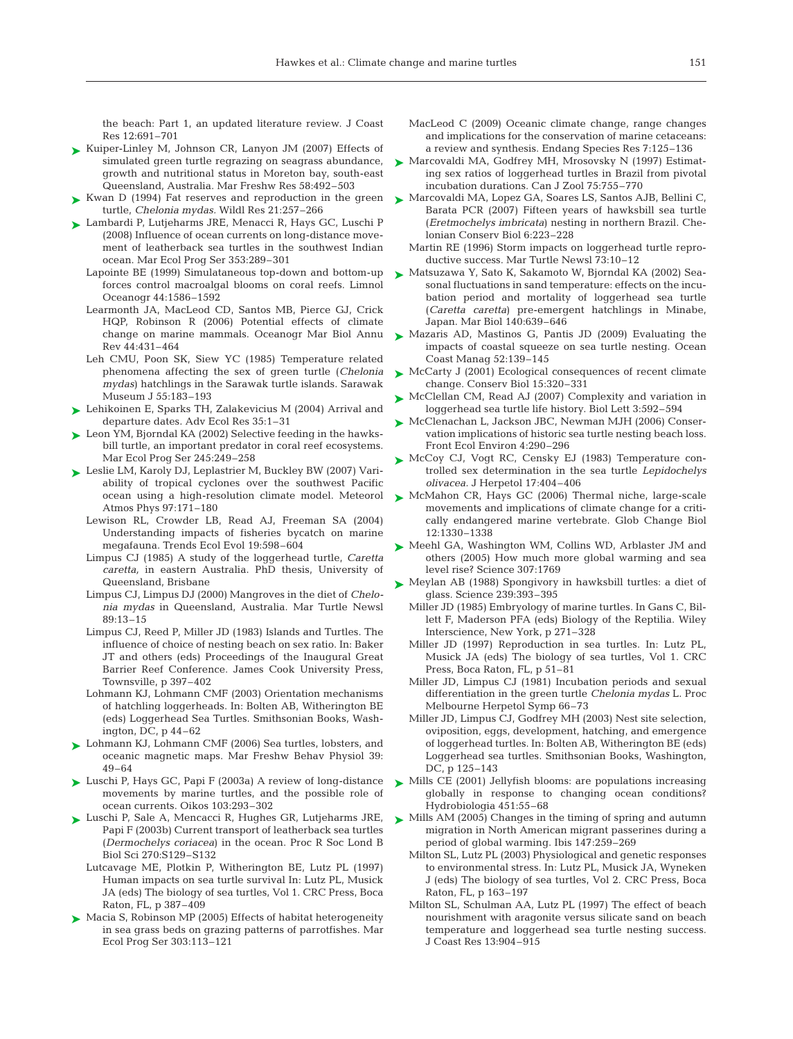the beach: Part 1, an updated literature review. J Coast Res 12:691–701

Kuiper-Linley M, Johnson CR, Lanyon JM (2007) Effects of simulated green turtle regrazing on seagrass abundance, growth and nutritional status in Moreton bay, south-east Queensland, Australia. Mar Freshw Res 58:492–503

Kwan D (1994) Fat reserves and reproduction in the green turtle, *Chelonia mydas.* Wildl Res 21:257–266

Lambardi P, Lutjeharms JRE, Menacci R, Hays GC, Luschi P (2008) Influence of ocean currents on long-distance movement of leatherback sea turtles in the southwest Indian ocean. Mar Ecol Prog Ser 353:289–301

Lapointe BE (1999) Simulataneous top-down and bottom-up forces control macroalgal blooms on coral reefs. Limnol Oceanogr 44:1586–1592

Learmonth JA, MacLeod CD, Santos MB, Pierce GJ, Crick HQP, Robinson R (2006) Potential effects of climate change on marine mammals. Oceanogr Mar Biol Annu Rev 44:431–464

Leh CMU, Poon SK, Siew YC (1985) Temperature related phenomena affecting the sex of green turtle (*Chelonia mydas*) hatchlings in the Sarawak turtle islands. Sarawak Museum J 55:183–193

Lehikoinen E, Sparks TH, Zalakevicius M (2004) Arrival and departure dates. Adv Ecol Res 35:1–31

Leon YM, Bjorndal KA (2002) Selective feeding in the hawksbill turtle, an important predator in coral reef ecosystems. Mar Ecol Prog Ser 245:249–258

Leslie LM, Karoly DJ, Leplastrier M, Buckley BW (2007) Variability of tropical cyclones over the southwest Pacific ocean using a high-resolution climate model. Meteorol Atmos Phys 97:171–180

Lewison RL, Crowder LB, Read AJ, Freeman SA (2004) Understanding impacts of fisheries bycatch on marine megafauna. Trends Ecol Evol 19:598–604

Limpus CJ (1985) A study of the loggerhead turtle, *Caretta caretta,* in eastern Australia. PhD thesis, University of Queensland, Brisbane

Limpus CJ, Limpus DJ (2000) Mangroves in the diet of *Chelonia mydas* in Queensland, Australia. Mar Turtle Newsl 89:13–15

Limpus CJ, Reed P, Miller JD (1983) Islands and Turtles. The influence of choice of nesting beach on sex ratio. In: Baker JT and others (eds) Proceedings of the Inaugural Great Barrier Reef Conference. James Cook University Press, Townsville, p 397–402

Lohmann KJ, Lohmann CMF (2003) Orientation mechanisms of hatchling loggerheads. In: Bolten AB, Witherington BE (eds) Loggerhead Sea Turtles. Smithsonian Books, Washington, DC, p 44–62

Lohmann KJ, Lohmann CMF (2006) Sea turtles, lobsters, and oceanic magnetic maps. Mar Freshw Behav Physiol 39: 49–64

Luschi P, Hays GC, Papi F (2003a) A review of long-distance movements by marine turtles, and the possible role of ocean currents. Oikos 103:293–302

Luschi P, Sale A, Mencacci R, Hughes GR, Lutjeharms JRE, Papi F (2003b) Current transport of leatherback sea turtles (*Dermochelys coriacea*) in the ocean. Proc R Soc Lond B Biol Sci 270:S129–S132

Lutcavage ME, Plotkin P, Witherington BE, Lutz PL (1997) Human impacts on sea turtle survival In: Lutz PL, Musick JA (eds) The biology of sea turtles, Vol 1. CRC Press, Boca Raton, FL, p 387–409

Macia S, Robinson MP (2005) Effects of habitat heterogeneity in sea grass beds on grazing patterns of parrotfishes. Mar Ecol Prog Ser 303:113–121

MacLeod C (2009) Oceanic climate change, range changes and implications for the conservation of marine cetaceans: a review and synthesis. Endang Species Res 7:125–136

Marcovaldi MA, Godfrey MH, Mrosovsky N (1997) Estimating sex ratios of loggerhead turtles in Brazil from pivotal incubation durations. Can J Zool 75:755–770

Marcovaldi MA, Lopez GA, Soares LS, Santos AJB, Bellini C, Barata PCR (2007) Fifteen years of hawksbill sea turtle (*Eretmochelys imbricata*) nesting in northern Brazil. Chelonian Conserv Biol 6:223–228

Martin RE (1996) Storm impacts on loggerhead turtle reproductive success. Mar Turtle Newsl 73:10–12

Matsuzawa Y, Sato K, Sakamoto W, Bjorndal KA (2002) Seasonal fluctuations in sand temperature: effects on the incubation period and mortality of loggerhead sea turtle (*Caretta caretta*) pre-emergent hatchlings in Minabe, Japan. Mar Biol 140:639–646

Mazaris AD, Mastinos G, Pantis JD (2009) Evaluating the impacts of coastal squeeze on sea turtle nesting. Ocean Coast Manag 52:139–145

McCarty J (2001) Ecological consequences of recent climate change. Conserv Biol 15:320–331

McClellan CM, Read AJ (2007) Complexity and variation in loggerhead sea turtle life history. Biol Lett 3:592–594

McClenachan L, Jackson JBC, Newman MJH (2006) Conservation implications of historic sea turtle nesting beach loss. Front Ecol Environ 4:290–296

McCoy CJ, Vogt RC, Censky EJ (1983) Temperature controlled sex determination in the sea turtle *Lepidochelys olivacea*. J Herpetol 17:404–406

McMahon CR, Hays GC (2006) Thermal niche, large-scale movements and implications of climate change for a critically endangered marine vertebrate. Glob Change Biol 12:1330–1338

Meehl GA, Washington WM, Collins WD, Arblaster JM and others (2005) How much more global warming and sea level rise? Science 307:1769

Meylan AB (1988) Spongivory in hawksbill turtles: a diet of glass. Science 239:393–395

Miller JD (1985) Embryology of marine turtles. In Gans C, Billett F, Maderson PFA (eds) Biology of the Reptilia. Wiley Interscience, New York, p 271–328

Miller JD (1997) Reproduction in sea turtles. In: Lutz PL, Musick JA (eds) The biology of sea turtles, Vol 1. CRC Press, Boca Raton, FL, p 51–81

Miller JD, Limpus CJ (1981) Incubation periods and sexual differentiation in the green turtle *Chelonia mydas* L. Proc Melbourne Herpetol Symp 66–73

Miller JD, Limpus CJ, Godfrey MH (2003) Nest site selection, oviposition, eggs, development, hatching, and emergence of loggerhead turtles. In: Bolten AB, Witherington BE (eds) Loggerhead sea turtles. Smithsonian Books, Washington, DC, p 125–143

Mills CE (2001) Jellyfish blooms: are populations increasing globally in response to changing ocean conditions? Hydrobiologia 451:55–68

Mills AM (2005) Changes in the timing of spring and autumn migration in North American migrant passerines during a period of global warming. Ibis 147:259–269

Milton SL, Lutz PL (2003) Physiological and genetic responses to environmental stress. In: Lutz PL, Musick JA, Wyneken J (eds) The biology of sea turtles, Vol 2. CRC Press, Boca Raton, FL, p 163–197

Milton SL, Schulman AA, Lutz PL (1997) The effect of beach nourishment with aragonite versus silicate sand on beach temperature and loggerhead sea turtle nesting success. J Coast Res 13:904–915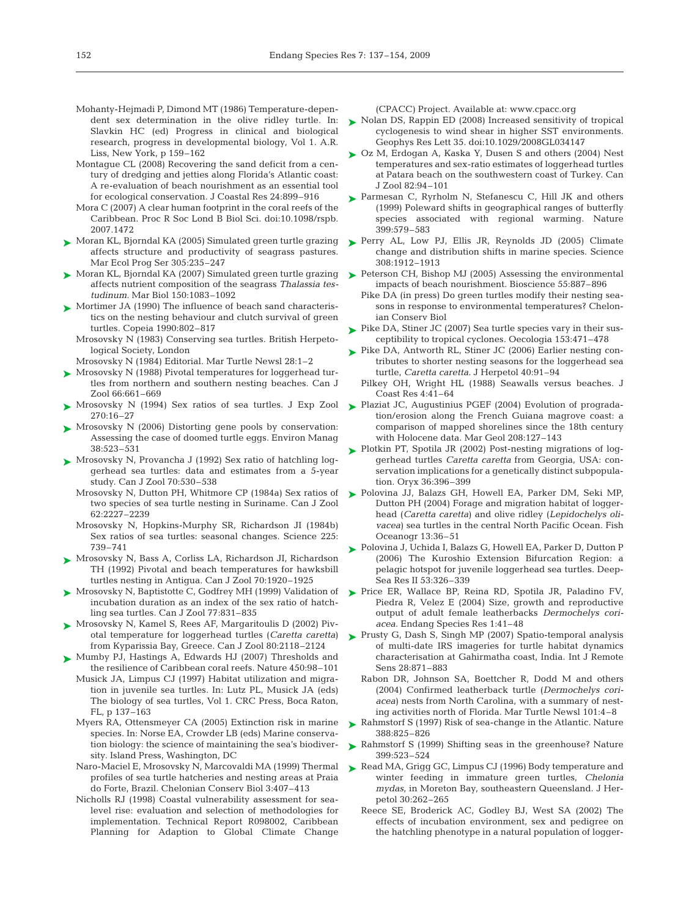Mohanty-Hejmadi P, Dimond MT (1986) Temperature-dependent sex determination in the olive ridley turtle. In: Slavkin HC (ed) Progress in clinical and biological research, progress in developmental biology, Vol 1. A.R. Liss, New York, p 159–162

Montague CL (2008) Recovering the sand deficit from a century of dredging and jetties along Florida's Atlantic coast: A re-evaluation of beach nourishment as an essential tool for ecological conservation. J Coastal Res 24:899–916

Mora C (2007) A clear human footprint in the coral reefs of the Caribbean. Proc R Soc Lond B Biol Sci. doi:10.1098/rspb.2007.1472

Moran KL, Bjorndal KA (2005) Simulated green turtle grazing affects structure and productivity of seagrass pastures. Mar Ecol Prog Ser 305:235–247

Moran KL, Bjorndal KA (2007) Simulated green turtle grazing affects nutrient composition of the seagrass *Thalassia testudinum*. Mar Biol 150:1083–1092

Mortimer JA (1990) The influence of beach sand characteristics on the nesting behaviour and clutch survival of green turtles. Copeia 1990:802–817

Mrosovsky N (1983) Conserving sea turtles. British Herpetological Society, London

Mrosovsky N (1984) Editorial. Mar Turtle Newsl 28:1–2

Mrosovsky N (1988) Pivotal temperatures for loggerhead turtles from northern and southern nesting beaches. Can J Zool 66:661–669

Mrosovsky N (1994) Sex ratios of sea turtles. J Exp Zool 270:16–27

Mrosovsky N (2006) Distorting gene pools by conservation: Assessing the case of doomed turtle eggs. Environ Manag 38:523–531

Mrosovsky N, Provancha J (1992) Sex ratio of hatchling loggerhead sea turtles: data and estimates from a 5-year study. Can J Zool 70:530–538

Mrosovsky N, Dutton PH, Whitmore CP (1984a) Sex ratios of two species of sea turtle nesting in Suriname. Can J Zool 62:2227–2239

Mrosovsky N, Hopkins-Murphy SR, Richardson JI (1984b) Sex ratios of sea turtles: seasonal changes. Science 225:739–741

Mrosovsky N, Bass A, Corliss LA, Richardson JI, Richardson TH (1992) Pivotal and beach temperatures for hawksbill turtles nesting in Antigua. Can J Zool 70:1920–1925

Mrosovsky N, Baptistotte C, Godfrey MH (1999) Validation of incubation duration as an index of the sex ratio of hatchling sea turtles. Can J Zool 77:831–835

Mrosovsky N, Kamel S, Rees AF, Margaritoulis D (2002) Pivotal temperature for loggerhead turtles (*Caretta caretta*) from Kyparissia Bay, Greece. Can J Zool 80:2118–2124

Mumby PJ, Hastings A, Edwards HJ (2007) Thresholds and the resilience of Caribbean coral reefs. Nature 450:98–101

Musick JA, Limpus CJ (1997) Habitat utilization and migration in juvenile sea turtles. In: Lutz PL, Musick JA (eds) The biology of sea turtles, Vol 1. CRC Press, Boca Raton, FL, p 137–163

Myers RA, Ottensmeyer CA (2005) Extinction risk in marine species. In: Norse EA, Crowder LB (eds) Marine conservation biology: the science of maintaining the sea's biodiversity. Island Press, Washington, DC

Naro-Maciel E, Mrosovsky N, Marcovaldi MA (1999) Thermal profiles of sea turtle hatcheries and nesting areas at Praia do Forte, Brazil. Chelonian Conserv Biol 3:407–413

Nicholls RJ (1998) Coastal vulnerability assessment for sea-level rise: evaluation and selection of methodologies for implementation. Technical Report R098002, Caribbean Planning for Adaption to Global Climate Change (CPACC) Project. Available at: www.cpacc.org

Nolan DS, Rappin ED (2008) Increased sensitivity of tropical cyclogenesis to wind shear in higher SST environments. Geophys Res Lett 35. doi:10.1029/2008GL034147

Oz M, Erdogan A, Kaska Y, Dusen S and others (2004) Nest temperatures and sex-ratio estimates of loggerhead turtles at Patara beach on the southwestern coast of Turkey. Can J Zool 82:94–101

Parmesan C, Ryrholm N, Stefanescu C, Hill JK and others (1999) Poleward shifts in geographical ranges of butterfly species associated with regional warming. Nature 399:579–583

Perry AL, Low PJ, Ellis JR, Reynolds JD (2005) Climate change and distribution shifts in marine species. Science 308:1912–1913

Peterson CH, Bishop MJ (2005) Assessing the environmental impacts of beach nourishment. Bioscience 55:887–896

Pike DA (in press) Do green turtles modify their nesting seasons in response to environmental temperatures? Chelonian Conserv Biol

Pike DA, Stiner JC (2007) Sea turtle species vary in their susceptibility to tropical cyclones. Oecologia 153:471–478

Pike DA, Antworth RL, Stiner JC (2006) Earlier nesting contributes to shorter nesting seasons for the loggerhead sea turtle, *Caretta caretta*. J Herpetol 40:91–94

Pilkey OH, Wright HL (1988) Seawalls versus beaches. J Coast Res 4:41–64

Plaziat JC, Augustinius PGEF (2004) Evolution of progradation/erosion along the French Guiana magrove coast: a comparison of mapped shorelines since the 18th century with Holocene data. Mar Geol 208:127–143

Plotkin PT, Spotila JR (2002) Post-nesting migrations of loggerhead turtles *Caretta caretta* from Georgia, USA: conservation implications for a genetically distinct subpopulation. Oryx 36:396–399

Polovina JJ, Balazs GH, Howell EA, Parker DM, Seki MP, Dutton PH (2004) Forage and migration habitat of loggerhead (*Caretta caretta*) and olive ridley (*Lepidochelys olivacea*) sea turtles in the central North Pacific Ocean. Fish Oceanogr 13:36–51

Polovina J, Uchida I, Balazs G, Howell EA, Parker D, Dutton P (2006) The Kuroshio Extension Bifurcation Region: a pelagic hotspot for juvenile loggerhead sea turtles. Deep-Sea Res II 53:326–339

Price ER, Wallace BP, Reina RD, Spotila JR, Paladino FV, Piedra R, Velez E (2004) Size, growth and reproductive output of adult female leatherbacks *Dermochelys coriacea*. Endang Species Res 1:41–48

Prusty G, Dash S, Singh MP (2007) Spatio-temporal analysis of multi-date IRS imageries for turtle habitat dynamics characterisation at Gahirmatha coast, India. Int J Remote Sens 28:871–883

Rabon DR, Johnson SA, Boettcher R, Dodd M and others (2004) Confirmed leatherback turtle (*Dermochelys coriacea*) nests from North Carolina, with a summary of nesting activities north of Florida. Mar Turtle Newsl 101:4–8

Rahmstorf S (1997) Risk of sea-change in the Atlantic. Nature 388:825–826

Rahmstorf S (1999) Shifting seas in the greenhouse? Nature 399:523–524

Read MA, Grigg GC, Limpus CJ (1996) Body temperature and winter feeding in immature green turtles, *Chelonia mydas*, in Moreton Bay, southeastern Queensland. J Herpetol 30:262–265

Reece SE, Broderick AC, Godley BJ, West SA (2002) The effects of incubation environment, sex and pedigree on the hatchling phenotype in a natural population of logger-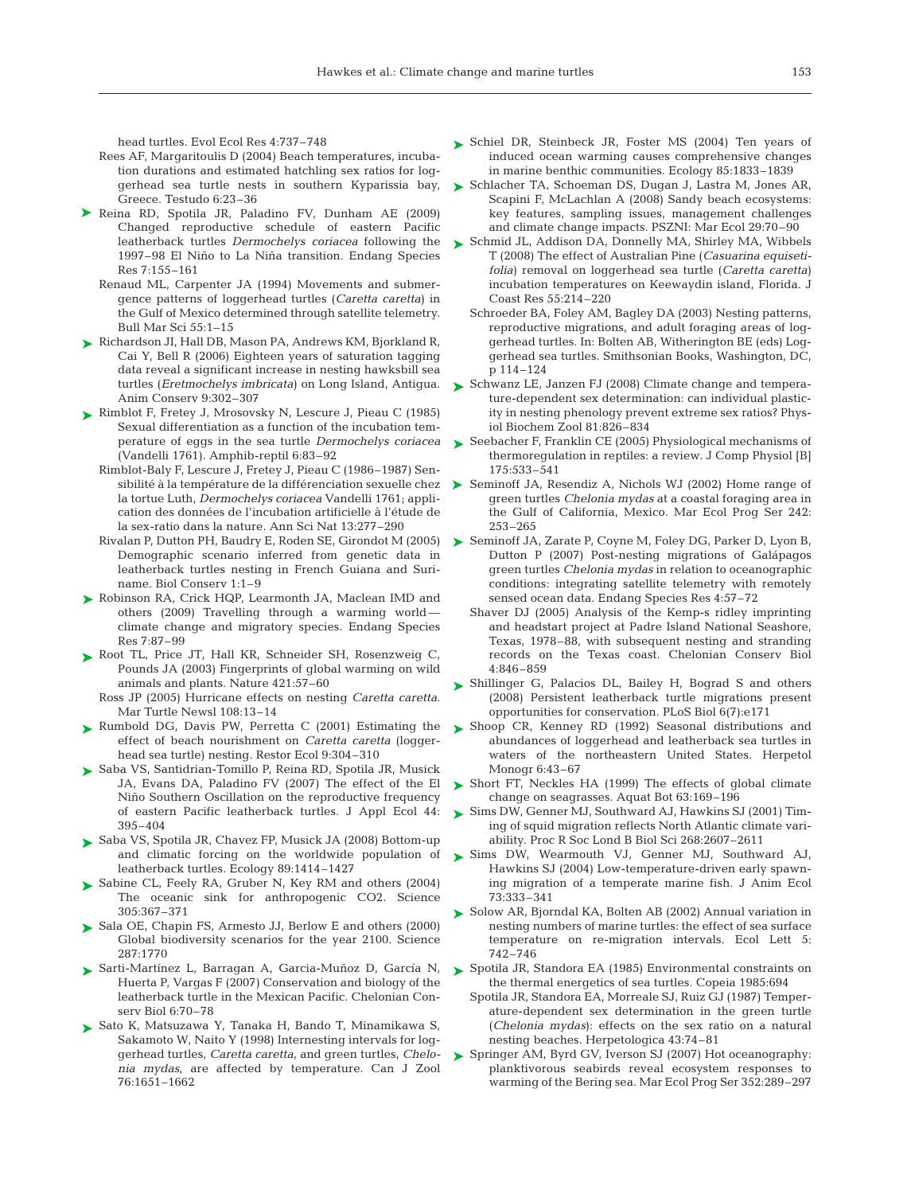head turtles. Evol Ecol Res 4:737–748

Rees AF, Margaritoulis D (2004) Beach temperatures, incubation durations and estimated hatchling sex ratios for loggerhead sea turtle nests in southern Kyparissia bay, Greece. Testudo 6:23–36

Reina RD, Spotila JR, Paladino FV, Dunham AE (2009) Changed reproductive schedule of eastern Pacific leatherback turtles *Dermochelys coriacea* following the 1997–98 El Niño to La Niña transition. Endang Species Res 7:155–161

Renaud ML, Carpenter JA (1994) Movements and submergence patterns of loggerhead turtles (*Caretta caretta*) in the Gulf of Mexico determined through satellite telemetry. Bull Mar Sci 55:1–15

Richardson JI, Hall DB, Mason PA, Andrews KM, Bjorkland R, Cai Y, Bell R (2006) Eighteen years of saturation tagging data reveal a significant increase in nesting hawksbill sea turtles (*Eretmochelys imbricata*) on Long Island, Antigua. Anim Conserv 9:302–307

Rimblot F, Fretey J, Mrosovsky N, Lescure J, Pieau C (1985) Sexual differentiation as a function of the incubation temperature of eggs in the sea turtle *Dermochelys coriacea* (Vandelli 1761). Amphib-reptil 6:83–92

Rimblot-Baly F, Lescure J, Fretey J, Pieau C (1986–1987) Sensibilité à la température de la différenciation sexuelle chez la tortue Luth, *Dermochelys coriacea* Vandelli 1761; application des données de l'incubation artificielle à l'étude de la sex-ratio dans la nature. Ann Sci Nat 13:277–290

Rivalan P, Dutton PH, Baudry E, Roden SE, Girondot M (2005) Demographic scenario inferred from genetic data in leatherback turtles nesting in French Guiana and Suriname. Biol Conserv 1:1–9

Robinson RA, Crick HQP, Learmonth JA, Maclean IMD and others (2009) Travelling through a warming world — climate change and migratory species. Endang Species Res 7:87–99

Root TL, Price JT, Hall KR, Schneider SH, Rosenzweig C, Pounds JA (2003) Fingerprints of global warming on wild animals and plants. Nature 421:57–60

Ross JP (2005) Hurricane effects on nesting *Caretta caretta*. Mar Turtle Newsl 108:13–14

Rumbold DG, Davis PW, Perretta C (2001) Estimating the effect of beach nourishment on *Caretta caretta* (loggerhead sea turtle) nesting. Restor Ecol 9:304–310

Saba VS, Santidrian-Tomillo P, Reina RD, Spotila JR, Musick JA, Evans DA, Paladino FV (2007) The effect of the El Niño Southern Oscillation on the reproductive frequency of eastern Pacific leatherback turtles. J Appl Ecol 44: 395–404

Saba VS, Spotila JR, Chavez FP, Musick JA (2008) Bottom-up and climatic forcing on the worldwide population of leatherback turtles. Ecology 89:1414–1427

Sabine CL, Feely RA, Gruber N, Key RM and others (2004) The oceanic sink for anthropogenic CO2. Science 305:367–371

Sala OE, Chapin FS, Armesto JJ, Berlow E and others (2000) Global biodiversity scenarios for the year 2100. Science 287:1770

Sarti-Martínez L, Barragan A, Garcia-Muñoz D, García N, Huerta P, Vargas F (2007) Conservation and biology of the leatherback turtle in the Mexican Pacific. Chelonian Conserv Biol 6:70–78

Sato K, Matsuzawa Y, Tanaka H, Bando T, Minamikawa S, Sakamoto W, Naito Y (1998) Internesting intervals for loggerhead turtles, *Caretta caretta*, and green turtles, *Chelonia mydas*, are affected by temperature. Can J Zool 76:1651–1662

Schiel DR, Steinbeck JR, Foster MS (2004) Ten years of induced ocean warming causes comprehensive changes in marine benthic communities. Ecology 85:1833–1839

Schlacher TA, Schoeman DS, Dugan J, Lastra M, Jones AR, Scapini F, McLachlan A (2008) Sandy beach ecosystems: key features, sampling issues, management challenges and climate change impacts. PSZNI: Mar Ecol 29:70–90

Schmid JL, Addison DA, Donnelly MA, Shirley MA, Wibbels T (2008) The effect of Australian Pine (*Casuarina equisetifolia*) removal on loggerhead sea turtle (*Caretta caretta*) incubation temperatures on Keewaydin island, Florida. J Coast Res 55:214–220

Schroeder BA, Foley AM, Bagley DA (2003) Nesting patterns, reproductive migrations, and adult foraging areas of loggerhead turtles. In: Bolten AB, Witherington BE (eds) Loggerhead sea turtles. Smithsonian Books, Washington, DC, p 114–124

Schwanz LE, Janzen FJ (2008) Climate change and temperature-dependent sex determination: can individual plasticity in nesting phenology prevent extreme sex ratios? Physiol Biochem Zool 81:826–834

Seebacher F, Franklin CE (2005) Physiological mechanisms of thermoregulation in reptiles: a review. J Comp Physiol [B] 175:533–541

Seminoff JA, Resendiz A, Nichols WJ (2002) Home range of green turtles *Chelonia mydas* at a coastal foraging area in the Gulf of California, Mexico. Mar Ecol Prog Ser 242: 253–265

Seminoff JA, Zarate P, Coyne M, Foley DG, Parker D, Lyon B, Dutton P (2007) Post-nesting migrations of Galápagos green turtles *Chelonia mydas* in relation to oceanographic conditions: integrating satellite telemetry with remotely sensed ocean data. Endang Species Res 4:57–72

Shaver DJ (2005) Analysis of the Kemp-s ridley imprinting and headstart project at Padre Island National Seashore, Texas, 1978–88, with subsequent nesting and stranding records on the Texas coast. Chelonian Conserv Biol 4:846–859

Shillinger G, Palacios DL, Bailey H, Bograd S and others (2008) Persistent leatherback turtle migrations present opportunities for conservation. PLoS Biol 6(7):e171

Shoop CR, Kenney RD (1992) Seasonal distributions and abundances of loggerhead and leatherback sea turtles in waters of the northeastern United States. Herpetol Monogr 6:43–67

Short FT, Neckles HA (1999) The effects of global climate change on seagrasses. Aquat Bot 63:169–196

Sims DW, Genner MJ, Southward AJ, Hawkins SJ (2001) Timing of squid migration reflects North Atlantic climate variability. Proc R Soc Lond B Biol Sci 268:2607–2611

Sims DW, Wearmouth VJ, Genner MJ, Southward AJ, Hawkins SJ (2004) Low-temperature-driven early spawning migration of a temperate marine fish. J Anim Ecol 73:333–341

Solow AR, Bjorndal KA, Bolten AB (2002) Annual variation in nesting numbers of marine turtles: the effect of sea surface temperature on re-migration intervals. Ecol Lett 5: 742–746

Spotila JR, Standora EA (1985) Environmental constraints on the thermal energetics of sea turtles. Copeia 1985:694

Spotila JR, Standora EA, Morreale SJ, Ruiz GJ (1987) Temperature-dependent sex determination in the green turtle (*Chelonia mydas*): effects on the sex ratio on a natural nesting beaches. Herpetologica 43:74–81

Springer AM, Byrd GV, Iverson SJ (2007) Hot oceanography: planktivorous seabirds reveal ecosystem responses to warming of the Bering sea. Mar Ecol Prog Ser 352:289–297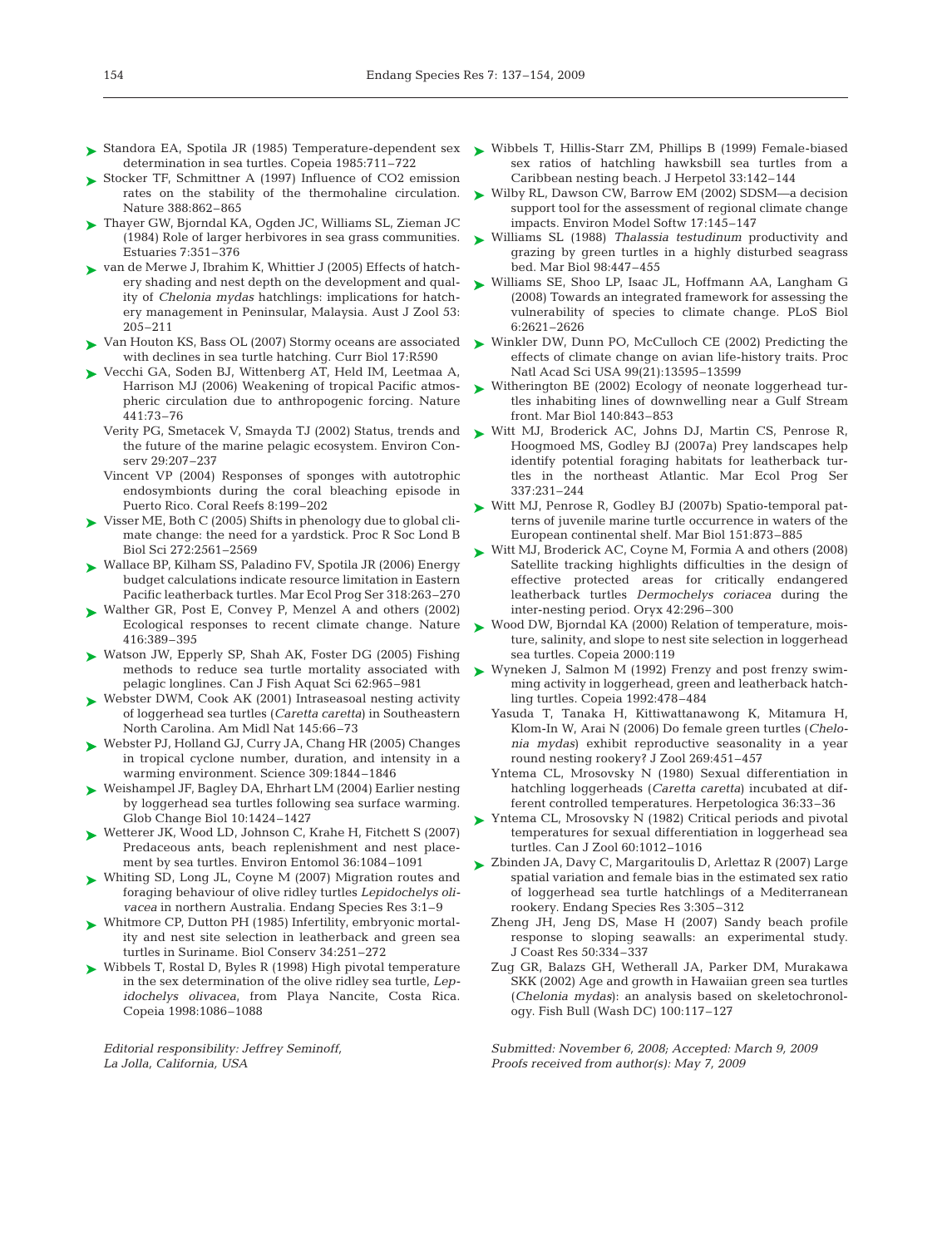Standora EA, Spotila JR (1985) Temperature-dependent sex determination in sea turtles. Copeia 1985:711–722

Stocker TF, Schmittner A (1997) Influence of CO2 emission rates on the stability of the thermohaline circulation. Nature 388:862–865

Thayer GW, Bjorndal KA, Ogden JC, Williams SL, Zieman JC (1984) Role of larger herbivores in sea grass communities. Estuaries 7:351–376

van de Merwe J, Ibrahim K, Whittier J (2005) Effects of hatchery shading and nest depth on the development and quality of *Chelonia mydas* hatchlings: implications for hatchery management in Peninsular, Malaysia. Aust J Zool 53: 205–211

Van Houton KS, Bass OL (2007) Stormy oceans are associated with declines in sea turtle hatching. Curr Biol 17:R590

Vecchi GA, Soden BJ, Wittenberg AT, Held IM, Leetmaa A, Harrison MJ (2006) Weakening of tropical Pacific atmospheric circulation due to anthropogenic forcing. Nature 441:73–76

Verity PG, Smetacek V, Smayda TJ (2002) Status, trends and the future of the marine pelagic ecosystem. Environ Conserv 29:207–237

Vincent VP (2004) Responses of sponges with autotrophic endosymbionts during the coral bleaching episode in Puerto Rico. Coral Reefs 8:199–202

Visser ME, Both C (2005) Shifts in phenology due to global climate change: the need for a yardstick. Proc R Soc Lond B Biol Sci 272:2561–2569

Wallace BP, Kilham SS, Paladino FV, Spotila JR (2006) Energy budget calculations indicate resource limitation in Eastern Pacific leatherback turtles. Mar Ecol Prog Ser 318:263–270

Walther GR, Post E, Convey P, Menzel A and others (2002) Ecological responses to recent climate change. Nature 416:389–395

Watson JW, Epperly SP, Shah AK, Foster DG (2005) Fishing methods to reduce sea turtle mortality associated with pelagic longlines. Can J Fish Aquat Sci 62:965–981

Webster DWM, Cook AK (2001) Intraseasoal nesting activity of loggerhead sea turtles (*Caretta caretta*) in Southeastern North Carolina. Am Midl Nat 145:66–73

Webster PJ, Holland GJ, Curry JA, Chang HR (2005) Changes in tropical cyclone number, duration, and intensity in a warming environment. Science 309:1844–1846

Weishampel JF, Bagley DA, Ehrhart LM (2004) Earlier nesting by loggerhead sea turtles following sea surface warming. Glob Change Biol 10:1424–1427

Wetterer JK, Wood LD, Johnson C, Krahe H, Fitchett S (2007) Predaceous ants, beach replenishment and nest placement by sea turtles. Environ Entomol 36:1084–1091

Whiting SD, Long JL, Coyne M (2007) Migration routes and foraging behaviour of olive ridley turtles *Lepidochelys olivacea* in northern Australia. Endang Species Res 3:1–9

Whitmore CP, Dutton PH (1985) Infertility, embryonic mortality and nest site selection in leatherback and green sea turtles in Suriname. Biol Conserv 34:251–272

Wibbels T, Rostal D, Byles R (1998) High pivotal temperature in the sex determination of the olive ridley sea turtle, *Lepidochelys olivacea*, from Playa Nancite, Costa Rica. Copeia 1998:1086–1088

Wibbels T, Hillis-Starr ZM, Phillips B (1999) Female-biased sex ratios of hatchling hawksbill sea turtles from a Caribbean nesting beach. J Herpetol 33:142–144

Wilby RL, Dawson CW, Barrow EM (2002) SDSM—a decision support tool for the assessment of regional climate change impacts. Environ Model Softw 17:145–147

Williams SL (1988) *Thalassia testudinum* productivity and grazing by green turtles in a highly disturbed seagrass bed. Mar Biol 98:447–455

Williams SE, Shoo LP, Isaac JL, Hoffmann AA, Langham G (2008) Towards an integrated framework for assessing the vulnerability of species to climate change. PLoS Biol 6:2621–2626

Winkler DW, Dunn PO, McCulloch CE (2002) Predicting the effects of climate change on avian life-history traits. Proc Natl Acad Sci USA 99(21):13595–13599

Witherington BE (2002) Ecology of neonate loggerhead turtles inhabiting lines of downwelling near a Gulf Stream front. Mar Biol 140:843–853

Witt MJ, Broderick AC, Johns DJ, Martin CS, Penrose R, Hoogmoed MS, Godley BJ (2007a) Prey landscapes help identify potential foraging habitats for leatherback turtles in the northeast Atlantic. Mar Ecol Prog Ser 337:231–244

Witt MJ, Penrose R, Godley BJ (2007b) Spatio-temporal patterns of juvenile marine turtle occurrence in waters of the European continental shelf. Mar Biol 151:873–885

Witt MJ, Broderick AC, Coyne M, Formia A and others (2008) Satellite tracking highlights difficulties in the design of effective protected areas for critically endangered leatherback turtles *Dermochelys coriacea* during the inter-nesting period. Oryx 42:296–300

Wood DW, Bjorndal KA (2000) Relation of temperature, moisture, salinity, and slope to nest site selection in loggerhead sea turtles. Copeia 2000:119

Wyneken J, Salmon M (1992) Frenzy and post frenzy swimming activity in loggerhead, green and leatherback hatchling turtles. Copeia 1992:478–484

Yasuda T, Tanaka H, Kittiwattanawong K, Mitamura H, Klom-In W, Arai N (2006) Do female green turtles (*Chelonia mydas*) exhibit reproductive seasonality in a year round nesting rookery? J Zool 269:451–457

Yntema CL, Mrosovsky N (1980) Sexual differentiation in hatchling loggerheads (*Caretta caretta*) incubated at different controlled temperatures. Herpetologica 36:33–36

Yntema CL, Mrosovsky N (1982) Critical periods and pivotal temperatures for sexual differentiation in loggerhead sea turtles. Can J Zool 60:1012–1016

Zbinden JA, Davy C, Margaritoulis D, Arlettaz R (2007) Large spatial variation and female bias in the estimated sex ratio of loggerhead sea turtle hatchlings of a Mediterranean rookery. Endang Species Res 3:305–312

Zheng JH, Jeng DS, Mase H (2007) Sandy beach profile response to sloping seawalls: an experimental study. J Coast Res 50:334–337

Zug GR, Balazs GH, Wetherall JA, Parker DM, Murakawa SKK (2002) Age and growth in Hawaiian green sea turtles (*Chelonia mydas*): an analysis based on skeletochronology. Fish Bull (Wash DC) 100:117–127

*Editorial responsibility: Jeffrey Seminoff, La Jolla, California, USA*

*Submitted: November 6, 2008; Accepted: March 9, 2009*
*Proofs received from author(s): May 7, 2009*